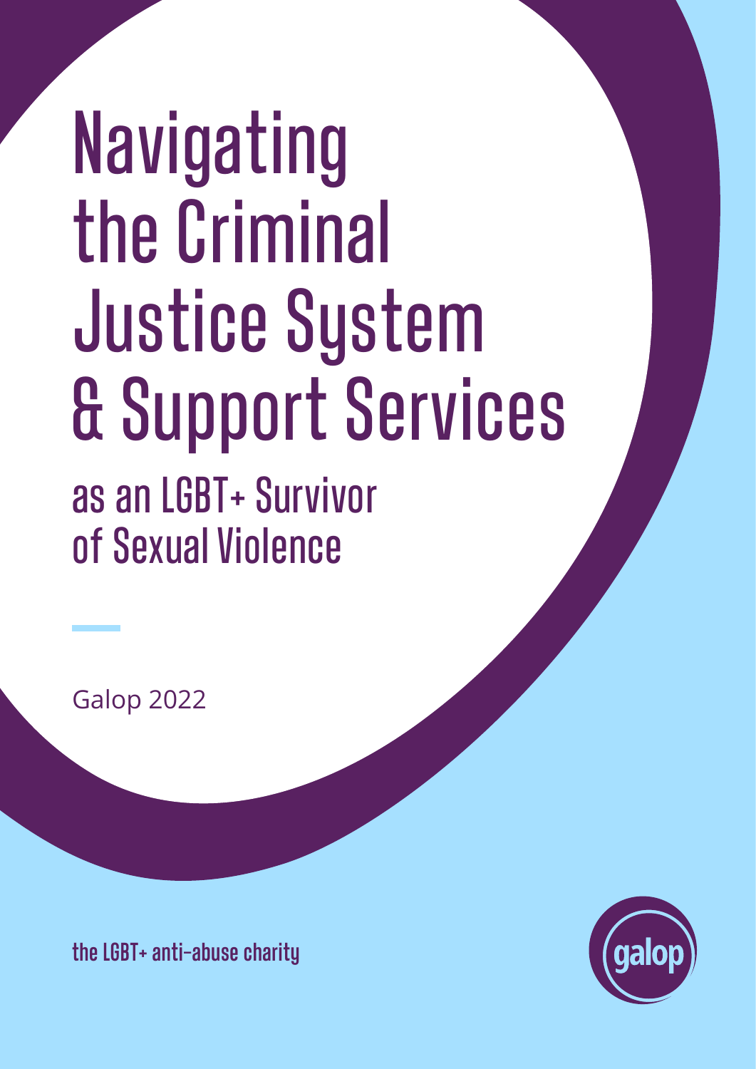# Navigating the Criminal Justice System & Support Services

## as an LGBT+ Survivor of Sexual Violence

Galop 2022

the LGBT+ anti-abuse charity

galop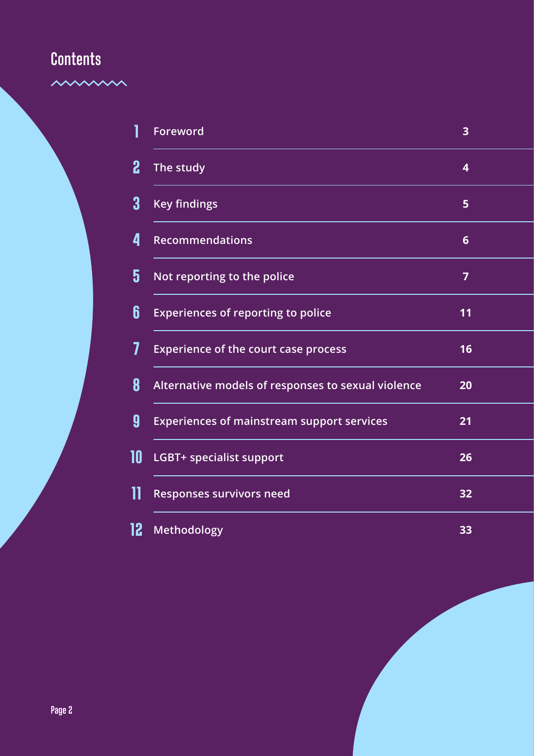# Contents

| | | |
|---|---|---|
| 1 | Foreword | 3 |
| 2 | The study | 4 |
| 3 | Key findings | 5 |
| 4 | Recommendations | 6 |
| 5 | Not reporting to the police | 7 |
| 6 | Experiences of reporting to police | 11 |
| 7 | Experience of the court case process | 16 |
| 8 | Alternative models of responses to sexual violence | 20 |
| 9 | Experiences of mainstream support services | 21 |
| 10 | LGBT+ specialist support | 26 |
| 11 | Responses survivors need | 32 |
| 12 | Methodology | 33 |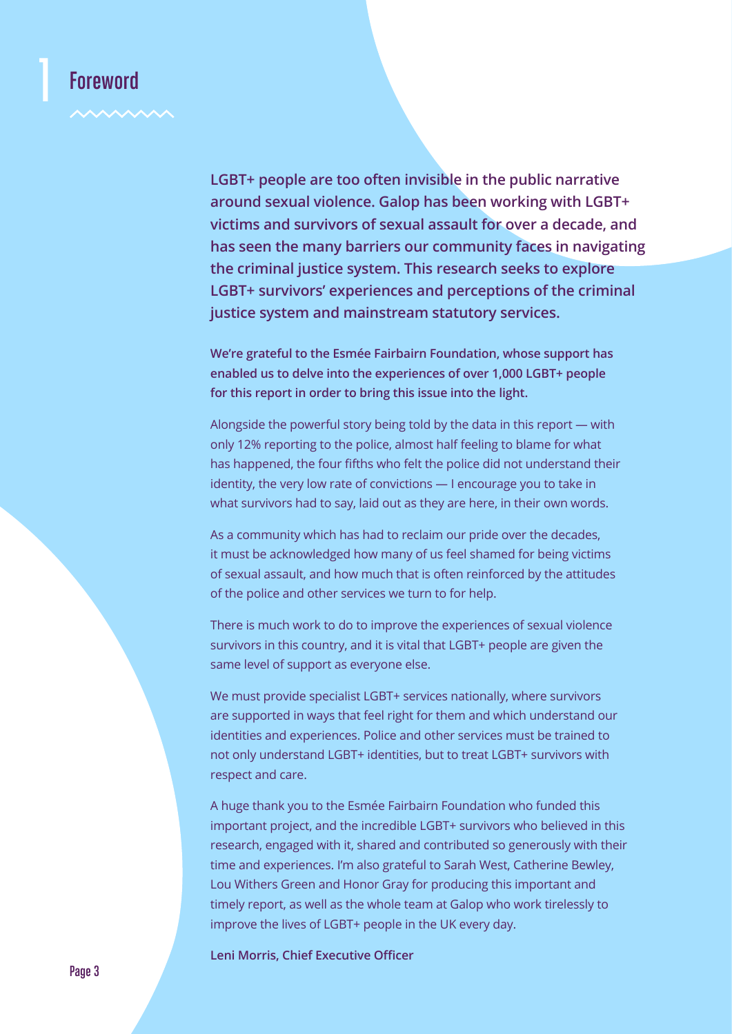# 1 Foreword

**LGBT+ people are too often invisible in the public narrative around sexual violence. Galop has been working with LGBT+ victims and survivors of sexual assault for over a decade, and has seen the many barriers our community faces in navigating the criminal justice system. This research seeks to explore LGBT+ survivors' experiences and perceptions of the criminal justice system and mainstream statutory services.**

**We're grateful to the Esmée Fairbairn Foundation, whose support has enabled us to delve into the experiences of over 1,000 LGBT+ people for this report in order to bring this issue into the light.**

Alongside the powerful story being told by the data in this report — with only 12% reporting to the police, almost half feeling to blame for what has happened, the four fifths who felt the police did not understand their identity, the very low rate of convictions — I encourage you to take in what survivors had to say, laid out as they are here, in their own words.

As a community which has had to reclaim our pride over the decades, it must be acknowledged how many of us feel shamed for being victims of sexual assault, and how much that is often reinforced by the attitudes of the police and other services we turn to for help.

There is much work to do to improve the experiences of sexual violence survivors in this country, and it is vital that LGBT+ people are given the same level of support as everyone else.

We must provide specialist LGBT+ services nationally, where survivors are supported in ways that feel right for them and which understand our identities and experiences. Police and other services must be trained to not only understand LGBT+ identities, but to treat LGBT+ survivors with respect and care.

A huge thank you to the Esmée Fairbairn Foundation who funded this important project, and the incredible LGBT+ survivors who believed in this research, engaged with it, shared and contributed so generously with their time and experiences. I'm also grateful to Sarah West, Catherine Bewley, Lou Withers Green and Honor Gray for producing this important and timely report, as well as the whole team at Galop who work tirelessly to improve the lives of LGBT+ people in the UK every day.

**Leni Morris, Chief Executive Officer**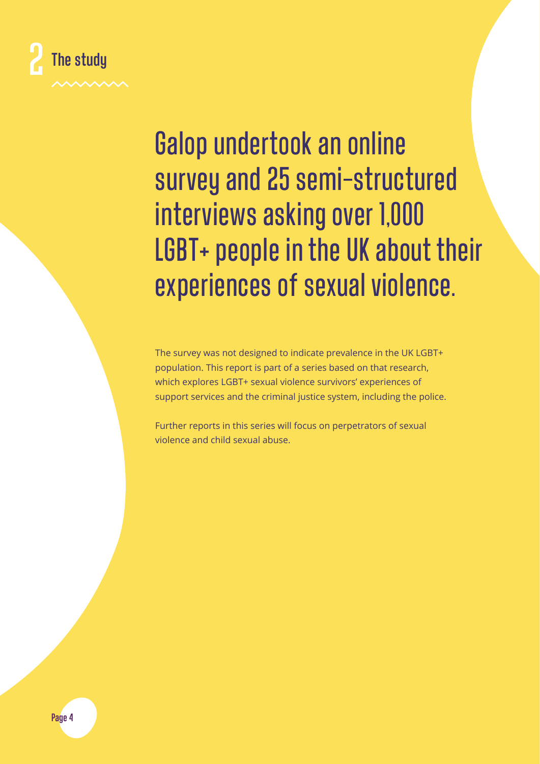# 2 The study

## Galop undertook an online survey and 25 semi-structured interviews asking over 1,000 LGBT+ people in the UK about their experiences of sexual violence.

The survey was not designed to indicate prevalence in the UK LGBT+ population. This report is part of a series based on that research, which explores LGBT+ sexual violence survivors' experiences of support services and the criminal justice system, including the police.

Further reports in this series will focus on perpetrators of sexual violence and child sexual abuse.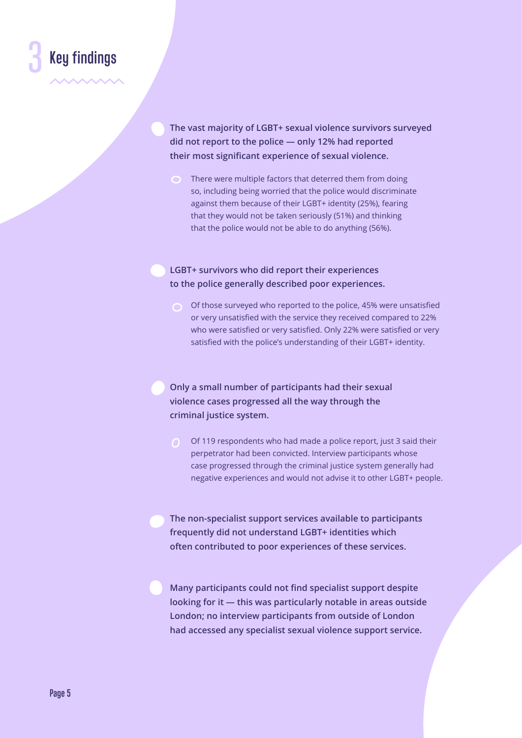## 3 Key findings

- **The vast majority of LGBT+ sexual violence survivors surveyed did not report to the police — only 12% had reported their most significant experience of sexual violence.**
  - There were multiple factors that deterred them from doing so, including being worried that the police would discriminate against them because of their LGBT+ identity (25%), fearing that they would not be taken seriously (51%) and thinking that the police would not be able to do anything (56%).

- **LGBT+ survivors who did report their experiences to the police generally described poor experiences.**
  - Of those surveyed who reported to the police, 45% were unsatisfied or very unsatisfied with the service they received compared to 22% who were satisfied or very satisfied. Only 22% were satisfied or very satisfied with the police's understanding of their LGBT+ identity.

- **Only a small number of participants had their sexual violence cases progressed all the way through the criminal justice system.**
  - Of 119 respondents who had made a police report, just 3 said their perpetrator had been convicted. Interview participants whose case progressed through the criminal justice system generally had negative experiences and would not advise it to other LGBT+ people.

- **The non-specialist support services available to participants frequently did not understand LGBT+ identities which often contributed to poor experiences of these services.**

- **Many participants could not find specialist support despite looking for it — this was particularly notable in areas outside London; no interview participants from outside of London had accessed any specialist sexual violence support service.**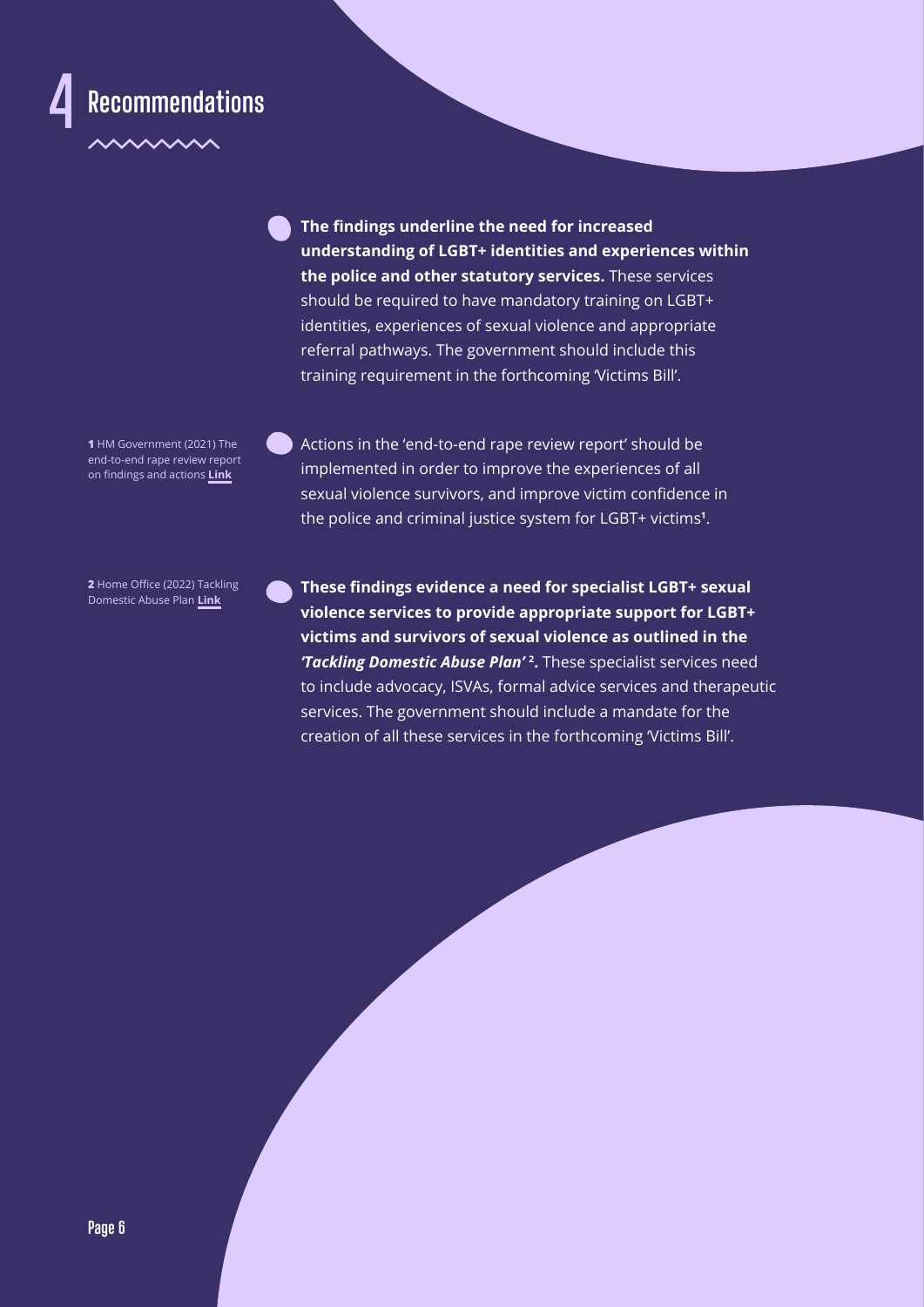# 4 Recommendations

- **The findings underline the need for increased understanding of LGBT+ identities and experiences within the police and other statutory services.** These services should be required to have mandatory training on LGBT+ identities, experiences of sexual violence and appropriate referral pathways. The government should include this training requirement in the forthcoming 'Victims Bill'.

- Actions in the 'end-to-end rape review report' should be implemented in order to improve the experiences of all sexual violence survivors, and improve victim confidence in the police and criminal justice system for LGBT+ victims[1].

- **These findings evidence a need for specialist LGBT+ sexual violence services to provide appropriate support for LGBT+ victims and survivors of sexual violence as outlined in the *'Tackling Domestic Abuse Plan'*[2].** These specialist services need to include advocacy, ISVAs, formal advice services and therapeutic services. The government should include a mandate for the creation of all these services in the forthcoming 'Victims Bill'.

**1** HM Government (2021) The end-to-end rape review report on findings and actions **Link**

**2** Home Office (2022) Tackling Domestic Abuse Plan **Link**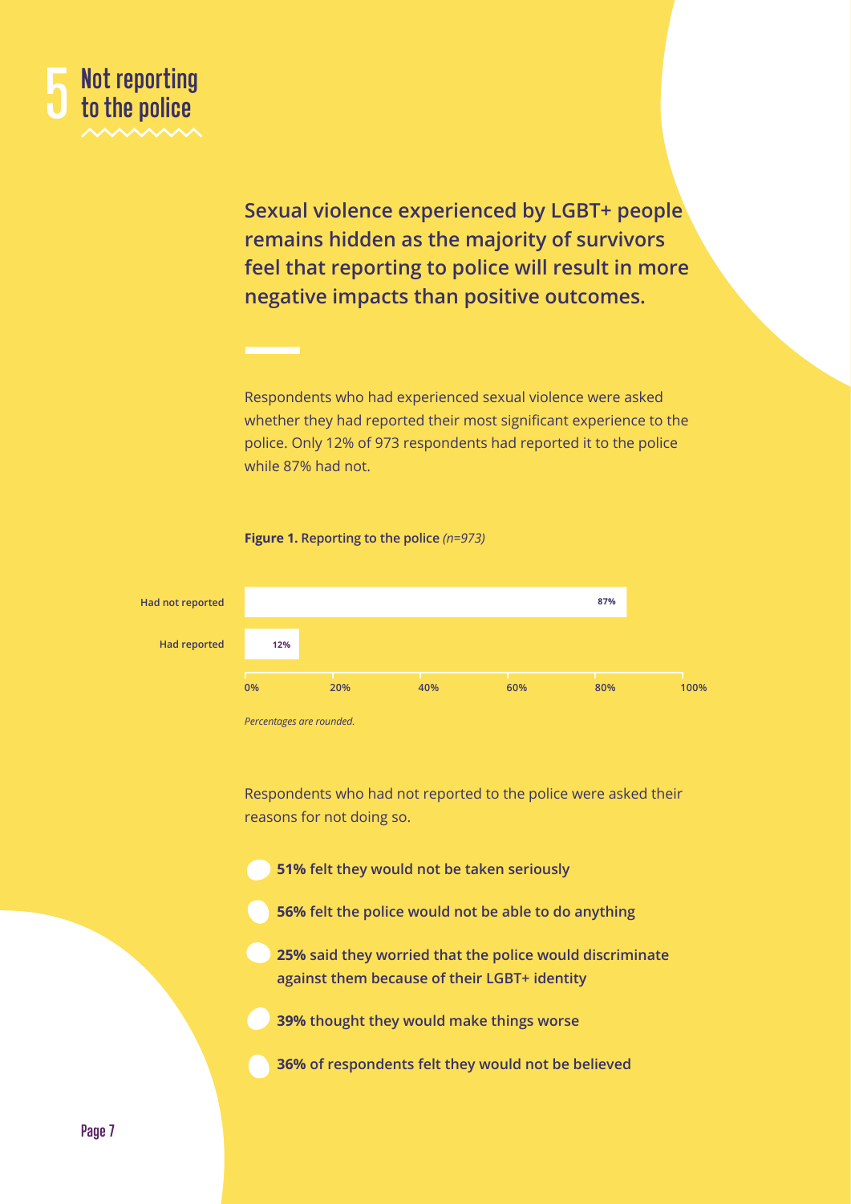# 5 Not reporting to the police

**Sexual violence experienced by LGBT+ people remains hidden as the majority of survivors feel that reporting to police will result in more negative impacts than positive outcomes.**

Respondents who had experienced sexual violence were asked whether they had reported their most significant experience to the police. Only 12% of 973 respondents had reported it to the police while 87% had not.

**Figure 1. Reporting to the police** *(n=973)*

| Response | Percentage |
| --- | --- |
| Had not reported | 87% |
| Had reported | 12% |

*Percentages are rounded.*

Respondents who had not reported to the police were asked their reasons for not doing so.

- **51% felt they would not be taken seriously**
- **56% felt the police would not be able to do anything**
- **25% said they worried that the police would discriminate against them because of their LGBT+ identity**
- **39% thought they would make things worse**
- **36% of respondents felt they would not be believed**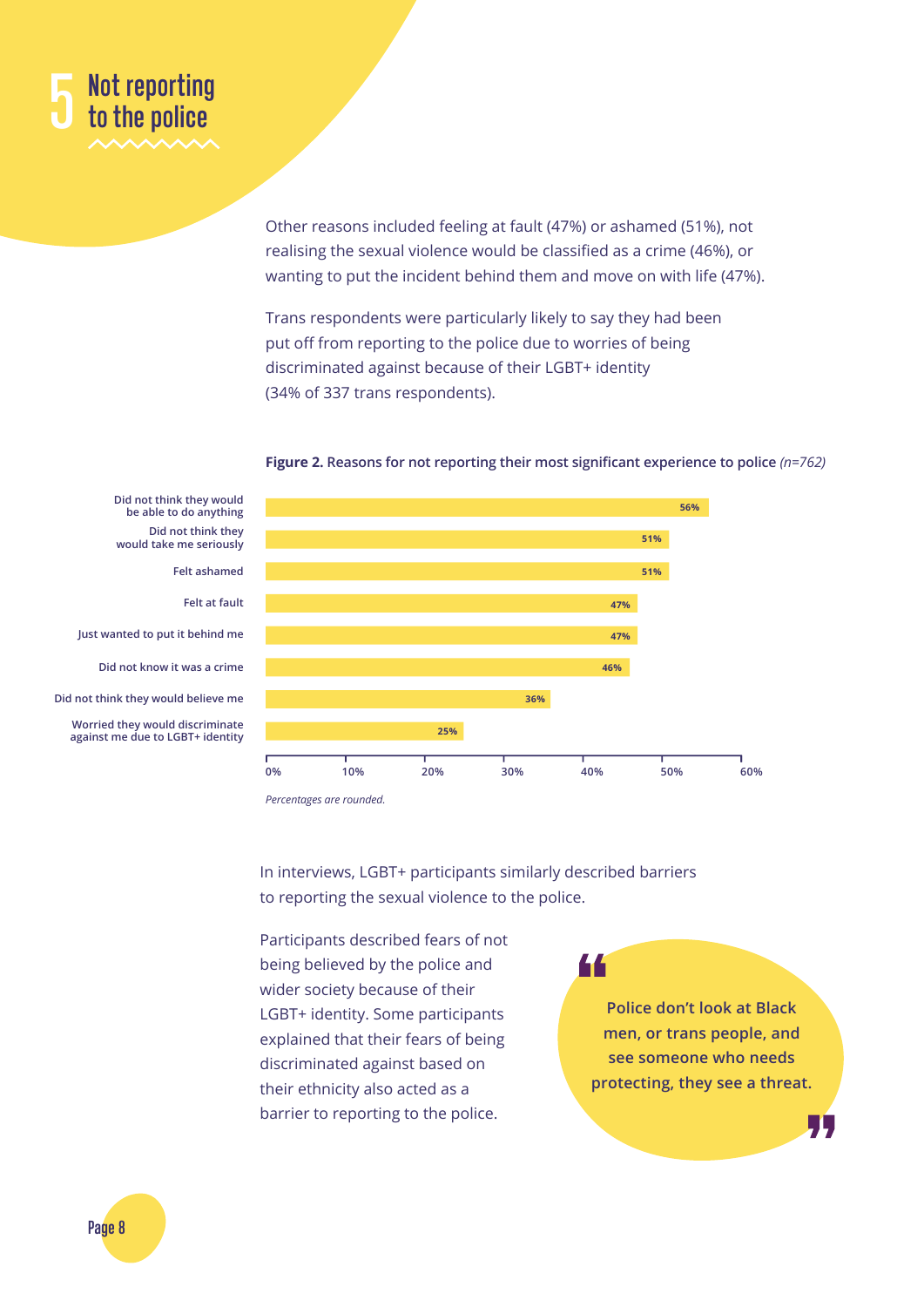# 5 Not reporting to the police

Other reasons included feeling at fault (47%) or ashamed (51%), not realising the sexual violence would be classified as a crime (46%), or wanting to put the incident behind them and move on with life (47%).

Trans respondents were particularly likely to say they had been put off from reporting to the police due to worries of being discriminated against because of their LGBT+ identity (34% of 337 trans respondents).

**Figure 2.** Reasons for not reporting their most significant experience to police *(n=762)*

| Reason | Percentage |
| --- | --- |
| Did not think they would be able to do anything | 56% |
| Did not think they would take me seriously | 51% |
| Felt ashamed | 51% |
| Felt at fault | 47% |
| Just wanted to put it behind me | 47% |
| Did not know it was a crime | 46% |
| Did not think they would believe me | 36% |
| Worried they would discriminate against me due to LGBT+ identity | 25% |

*Percentages are rounded.*

In interviews, LGBT+ participants similarly described barriers to reporting the sexual violence to the police.

Participants described fears of not being believed by the police and wider society because of their LGBT+ identity. Some participants explained that their fears of being discriminated against based on their ethnicity also acted as a barrier to reporting to the police.

> **"Police don't look at Black men, or trans people, and see someone who needs protecting, they see a threat."**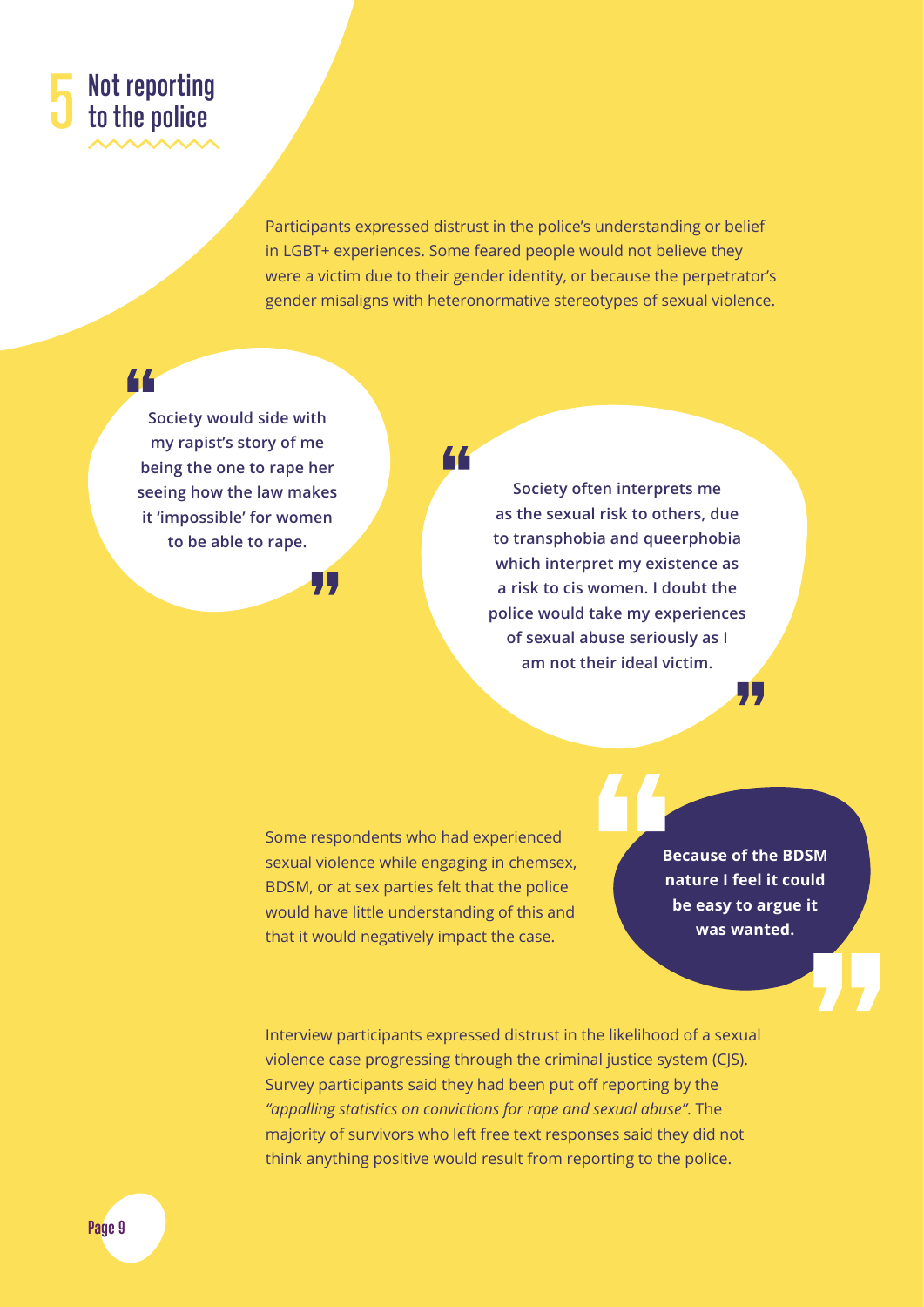## 5 Not reporting to the police

Participants expressed distrust in the police's understanding or belief in LGBT+ experiences. Some feared people would not believe they were a victim due to their gender identity, or because the perpetrator's gender misaligns with heteronormative stereotypes of sexual violence.

> **Society would side with my rapist's story of me being the one to rape her seeing how the law makes it 'impossible' for women to be able to rape.**

> **Society often interprets me as the sexual risk to others, due to transphobia and queerphobia which interpret my existence as a risk to cis women. I doubt the police would take my experiences of sexual abuse seriously as I am not their ideal victim.**

Some respondents who had experienced sexual violence while engaging in chemsex, BDSM, or at sex parties felt that the police would have little understanding of this and that it would negatively impact the case.

> **Because of the BDSM nature I feel it could be easy to argue it was wanted.**

Interview participants expressed distrust in the likelihood of a sexual violence case progressing through the criminal justice system (CJS). Survey participants said they had been put off reporting by the *"appalling statistics on convictions for rape and sexual abuse"*. The majority of survivors who left free text responses said they did not think anything positive would result from reporting to the police.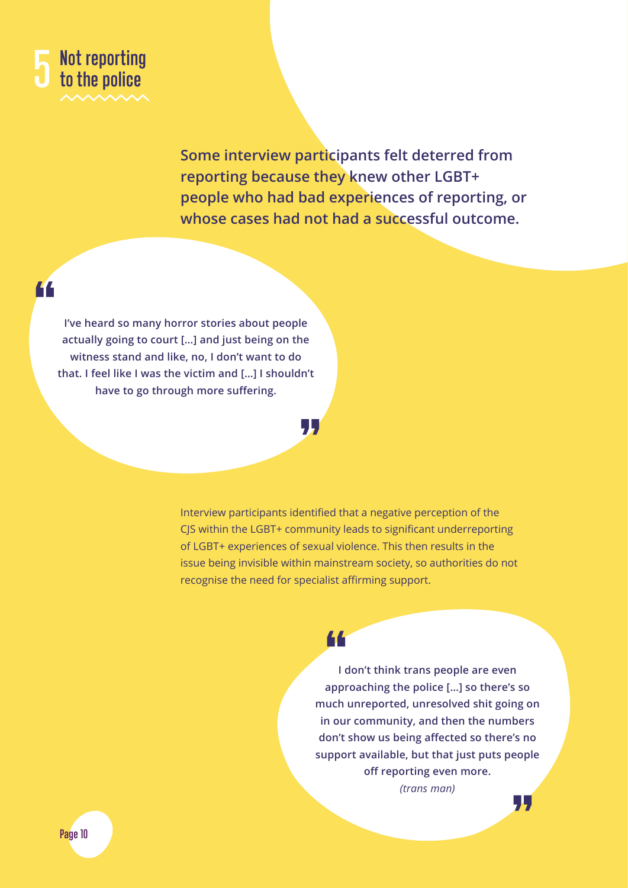# 5 Not reporting to the police

**Some interview participants felt deterred from reporting because they knew other LGBT+ people who had bad experiences of reporting, or whose cases had not had a successful outcome.**

> **I've heard so many horror stories about people actually going to court [...] and just being on the witness stand and like, no, I don't want to do that. I feel like I was the victim and [...] I shouldn't have to go through more suffering.**

Interview participants identified that a negative perception of the CJS within the LGBT+ community leads to significant underreporting of LGBT+ experiences of sexual violence. This then results in the issue being invisible within mainstream society, so authorities do not recognise the need for specialist affirming support.

> **I don't think trans people are even approaching the police [...] so there's so much unreported, unresolved shit going on in our community, and then the numbers don't show us being affected so there's no support available, but that just puts people off reporting even more.**
>
> *(trans man)*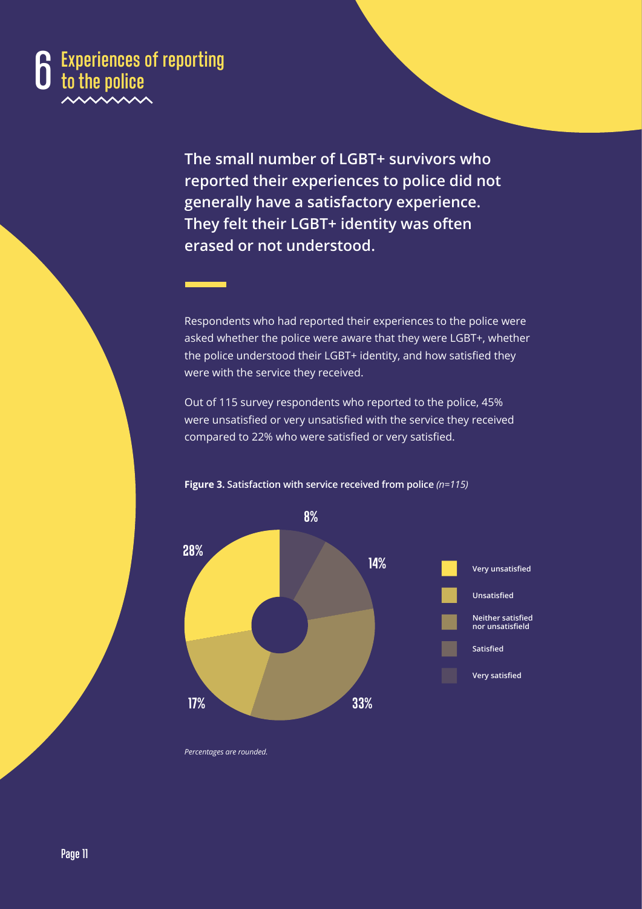# 6 Experiences of reporting to the police

**The small number of LGBT+ survivors who reported their experiences to police did not generally have a satisfactory experience. They felt their LGBT+ identity was often erased or not understood.**

Respondents who had reported their experiences to the police were asked whether the police were aware that they were LGBT+, whether the police understood their LGBT+ identity, and how satisfied they were with the service they received.

Out of 115 survey respondents who reported to the police, 45% were unsatisfied or very unsatisfied with the service they received compared to 22% who were satisfied or very satisfied.

**Figure 3.** **Satisfaction with service received from police** *(n=115)*

| Response | Percentage |
|---|---|
| Very unsatisfied | 28% |
| Unsatisfied | 17% |
| Neither satisfied nor unsatisfield | 33% |
| Satisfied | 14% |
| Very satisfied | 8% |

*Percentages are rounded.*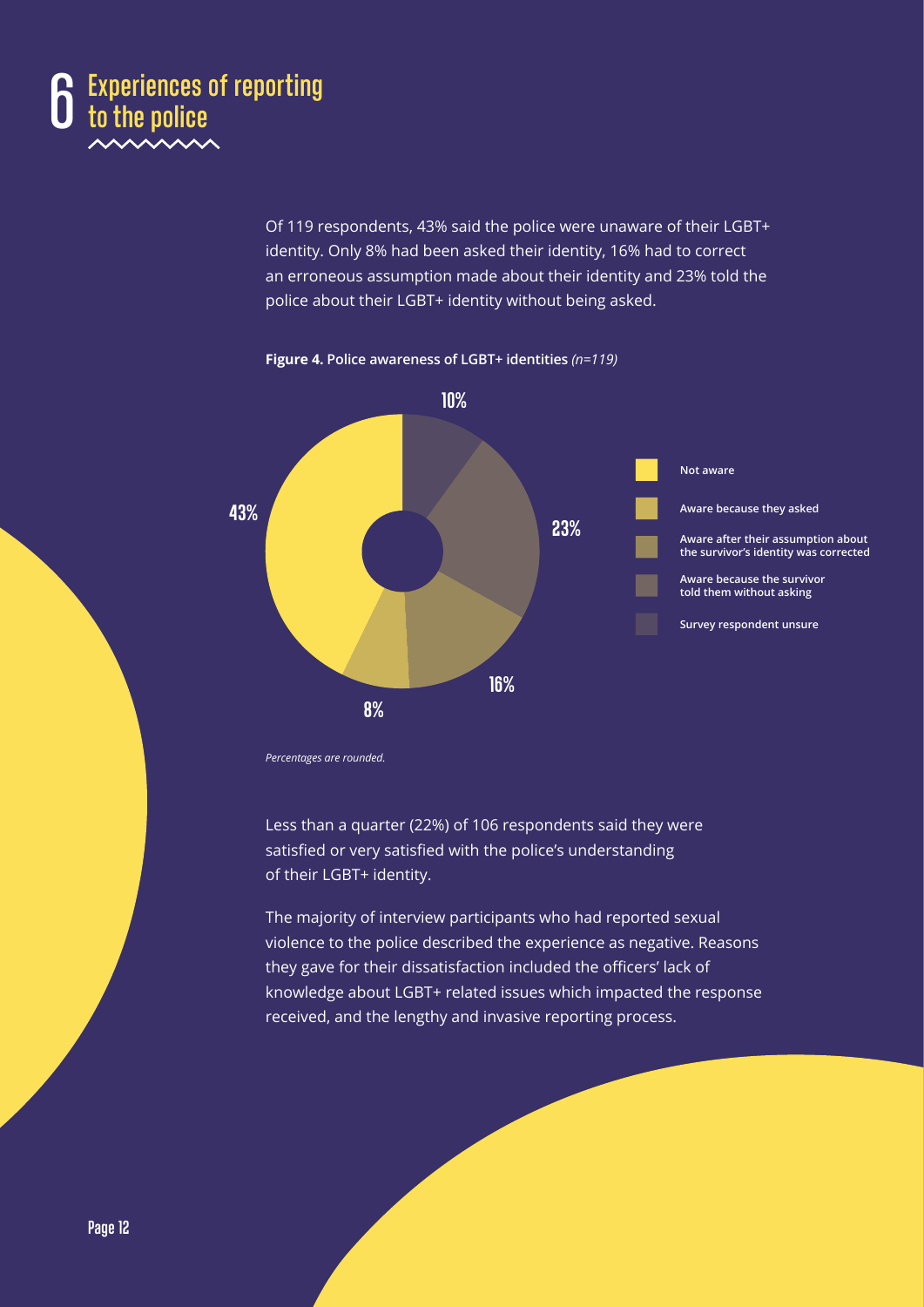# 6 Experiences of reporting to the police

Of 119 respondents, 43% said the police were unaware of their LGBT+ identity. Only 8% had been asked their identity, 16% had to correct an erroneous assumption made about their identity and 23% told the police about their LGBT+ identity without being asked.

**Figure 4.** **Police awareness of LGBT+ identities** *(n=119)*

| Category | Percentage |
| --- | --- |
| Not aware | 43% |
| Aware because they asked | 8% |
| Aware after their assumption about the survivor's identity was corrected | 16% |
| Aware because the survivor told them without asking | 23% |
| Survey respondent unsure | 10% |

*Percentages are rounded.*

Less than a quarter (22%) of 106 respondents said they were satisfied or very satisfied with the police's understanding of their LGBT+ identity.

The majority of interview participants who had reported sexual violence to the police described the experience as negative. Reasons they gave for their dissatisfaction included the officers' lack of knowledge about LGBT+ related issues which impacted the response received, and the lengthy and invasive reporting process.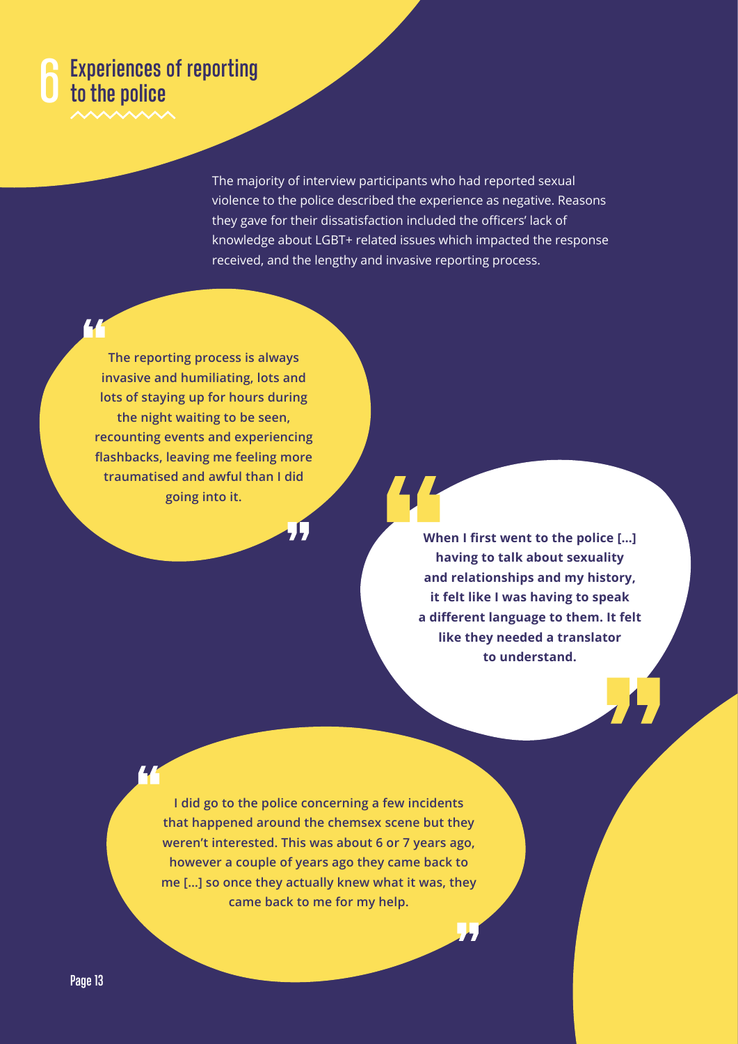# 6 Experiences of reporting to the police

The majority of interview participants who had reported sexual violence to the police described the experience as negative. Reasons they gave for their dissatisfaction included the officers' lack of knowledge about LGBT+ related issues which impacted the response received, and the lengthy and invasive reporting process.

> **"The reporting process is always invasive and humiliating, lots and lots of staying up for hours during the night waiting to be seen, recounting events and experiencing flashbacks, leaving me feeling more traumatised and awful than I did going into it."**

> **"When I first went to the police [...] having to talk about sexuality and relationships and my history, it felt like I was having to speak a different language to them. It felt like they needed a translator to understand."**

> **"I did go to the police concerning a few incidents that happened around the chemsex scene but they weren't interested. This was about 6 or 7 years ago, however a couple of years ago they came back to me [...] so once they actually knew what it was, they came back to me for my help."**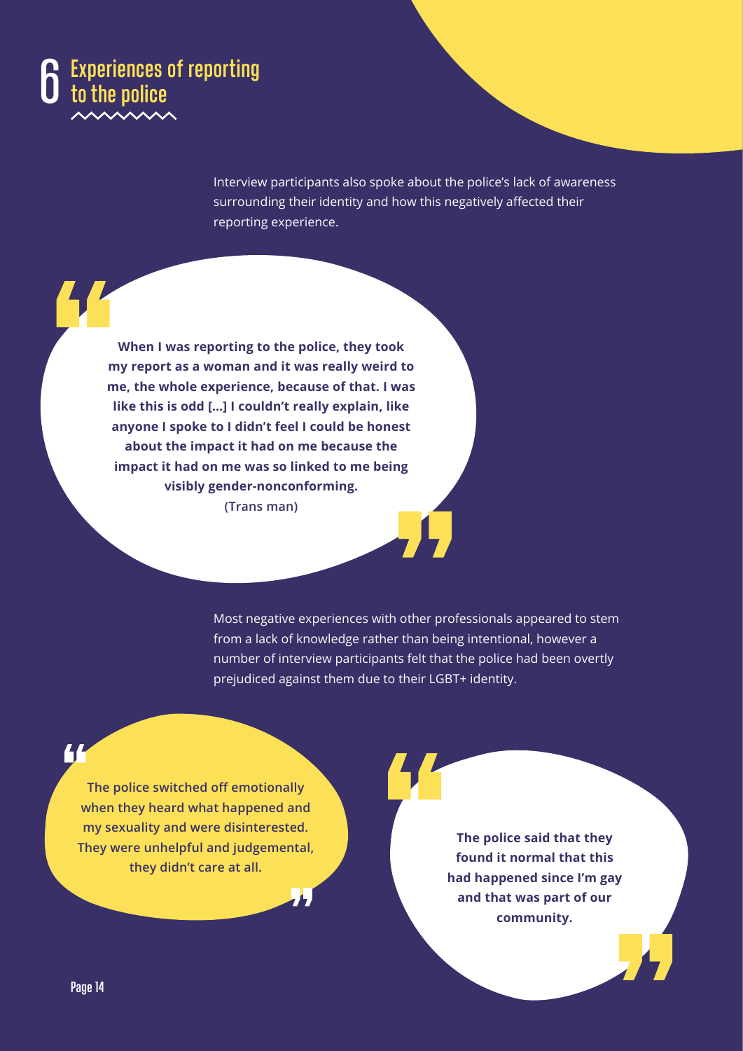## 6 Experiences of reporting to the police

Interview participants also spoke about the police's lack of awareness surrounding their identity and how this negatively affected their reporting experience.

> **When I was reporting to the police, they took my report as a woman and it was really weird to me, the whole experience, because of that. I was like this is odd [...] I couldn't really explain, like anyone I spoke to I didn't feel I could be honest about the impact it had on me because the impact it had on me was so linked to me being visibly gender-nonconforming.**
> **(Trans man)**

Most negative experiences with other professionals appeared to stem from a lack of knowledge rather than being intentional, however a number of interview participants felt that the police had been overtly prejudiced against them due to their LGBT+ identity.

> **The police switched off emotionally when they heard what happened and my sexuality and were disinterested. They were unhelpful and judgemental, they didn't care at all.**

> **The police said that they found it normal that this had happened since I'm gay and that was part of our community.**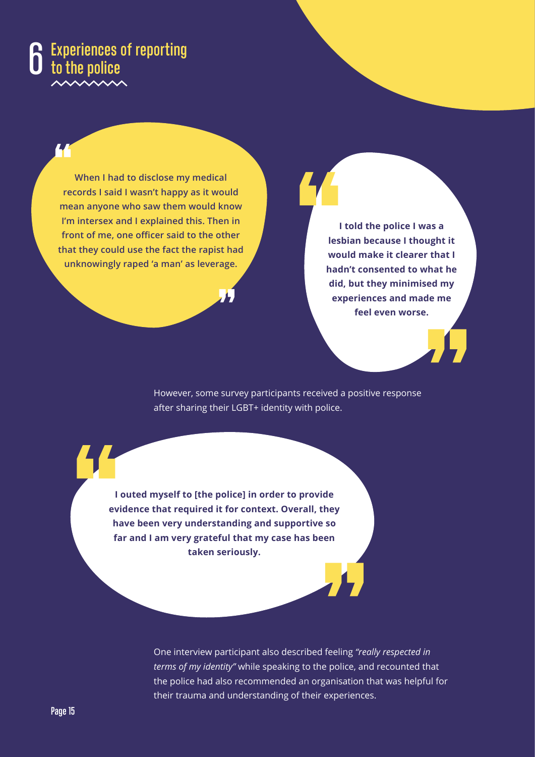# 6 Experiences of reporting to the police

> **When I had to disclose my medical records I said I wasn't happy as it would mean anyone who saw them would know I'm intersex and I explained this. Then in front of me, one officer said to the other that they could use the fact the rapist had unknowingly raped 'a man' as leverage.**

> **I told the police I was a lesbian because I thought it would make it clearer that I hadn't consented to what he did, but they minimised my experiences and made me feel even worse.**

However, some survey participants received a positive response after sharing their LGBT+ identity with police.

> **I outed myself to [the police] in order to provide evidence that required it for context. Overall, they have been very understanding and supportive so far and I am very grateful that my case has been taken seriously.**

One interview participant also described feeling *"really respected in terms of my identity"* while speaking to the police, and recounted that the police had also recommended an organisation that was helpful for their trauma and understanding of their experiences.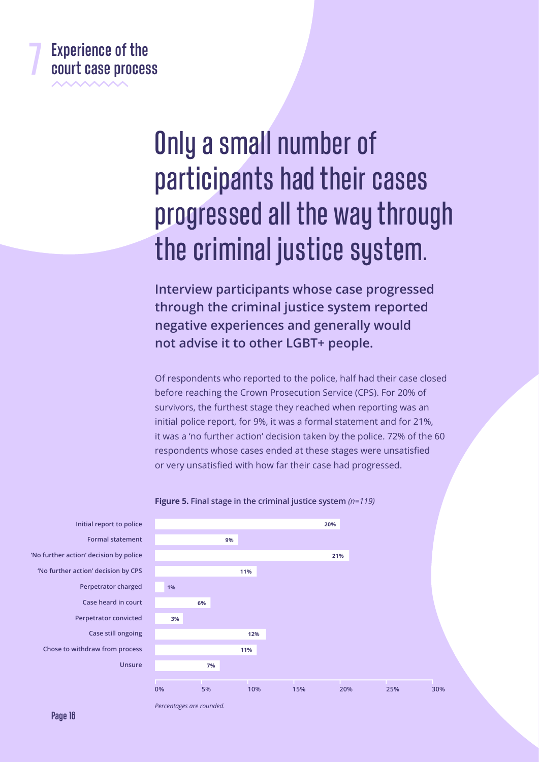# 7 Experience of the court case process

## Only a small number of participants had their cases progressed all the way through the criminal justice system.

**Interview participants whose case progressed through the criminal justice system reported negative experiences and generally would not advise it to other LGBT+ people.**

Of respondents who reported to the police, half had their case closed before reaching the Crown Prosecution Service (CPS). For 20% of survivors, the furthest stage they reached when reporting was an initial police report, for 9%, it was a formal statement and for 21%, it was a 'no further action' decision taken by the police. 72% of the 60 respondents whose cases ended at these stages were unsatisfied or very unsatisfied with how far their case had progressed.

**Figure 5.** **Final stage in the criminal justice system** *(n=119)*

| Stage | Percentage |
|---|---|
| Initial report to police | 20% |
| Formal statement | 9% |
| 'No further action' decision by police | 21% |
| 'No further action' decision by CPS | 11% |
| Perpetrator charged | 1% |
| Case heard in court | 6% |
| Perpetrator convicted | 3% |
| Case still ongoing | 12% |
| Chose to withdraw from process | 11% |
| Unsure | 7% |

*Percentages are rounded.*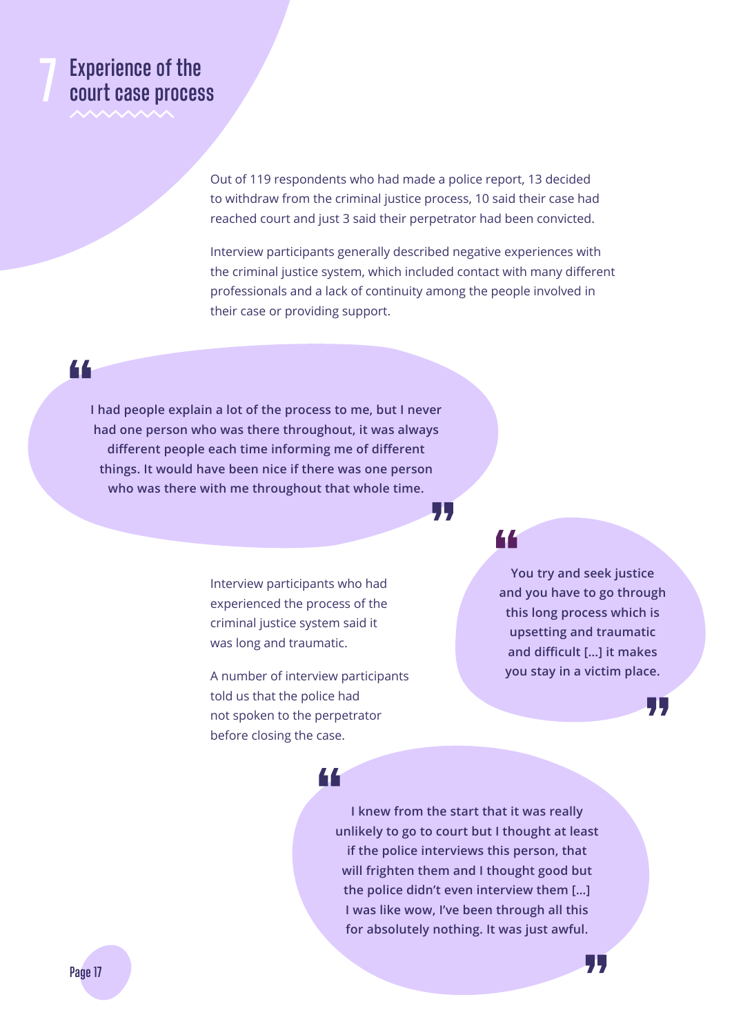# 7 Experience of the court case process

Out of 119 respondents who had made a police report, 13 decided to withdraw from the criminal justice process, 10 said their case had reached court and just 3 said their perpetrator had been convicted.

Interview participants generally described negative experiences with the criminal justice system, which included contact with many different professionals and a lack of continuity among the people involved in their case or providing support.

> **"I had people explain a lot of the process to me, but I never had one person who was there throughout, it was always different people each time informing me of different things. It would have been nice if there was one person who was there with me throughout that whole time."**

Interview participants who had experienced the process of the criminal justice system said it was long and traumatic.

> **"You try and seek justice and you have to go through this long process which is upsetting and traumatic and difficult [...] it makes you stay in a victim place."**

A number of interview participants told us that the police had not spoken to the perpetrator before closing the case.

> **"I knew from the start that it was really unlikely to go to court but I thought at least if the police interviews this person, that will frighten them and I thought good but the police didn't even interview them [...] I was like wow, I've been through all this for absolutely nothing. It was just awful."**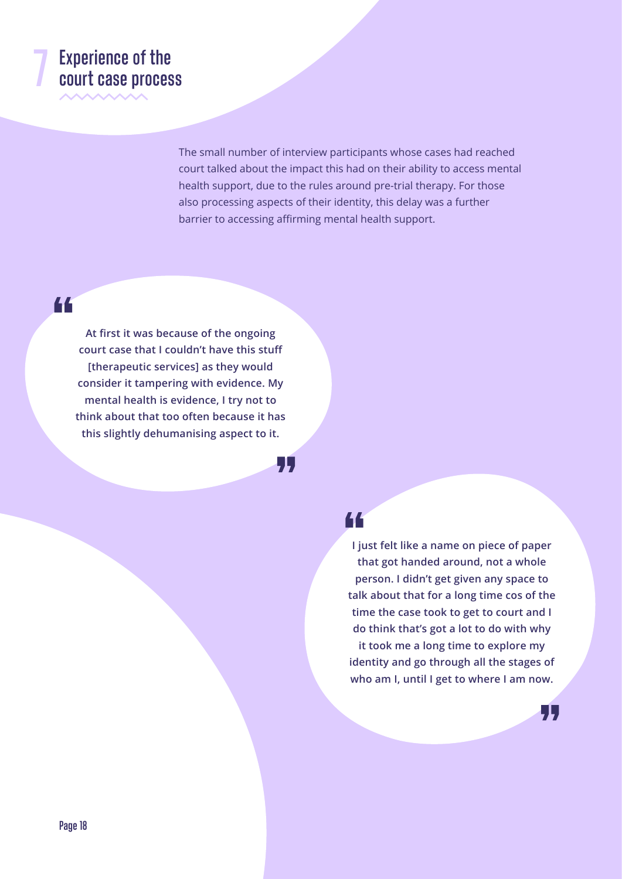# 7 Experience of the court case process

The small number of interview participants whose cases had reached court talked about the impact this had on their ability to access mental health support, due to the rules around pre-trial therapy. For those also processing aspects of their identity, this delay was a further barrier to accessing affirming mental health support.

> **"At first it was because of the ongoing court case that I couldn't have this stuff [therapeutic services] as they would consider it tampering with evidence. My mental health is evidence, I try not to think about that too often because it has this slightly dehumanising aspect to it."**

> **"I just felt like a name on piece of paper that got handed around, not a whole person. I didn't get given any space to talk about that for a long time cos of the time the case took to get to court and I do think that's got a lot to do with why it took me a long time to explore my identity and go through all the stages of who am I, until I get to where I am now."**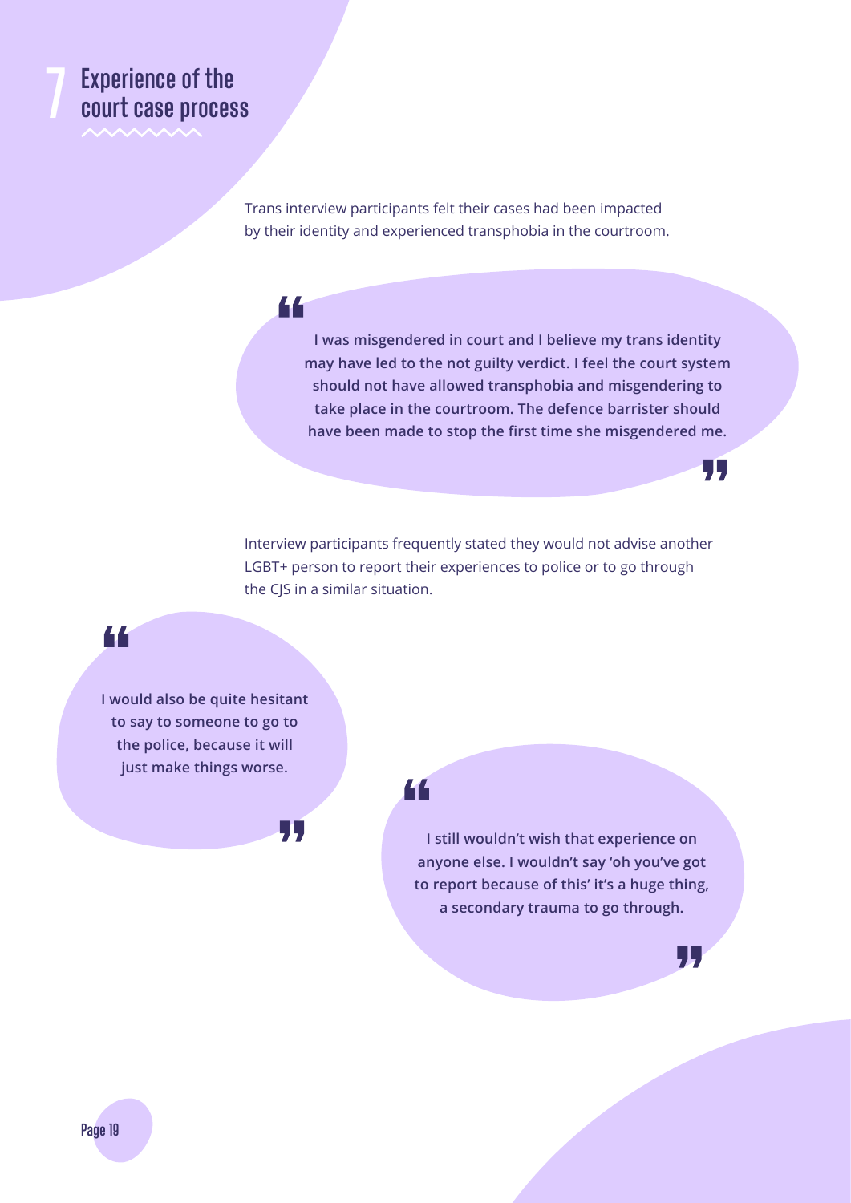## 7 Experience of the court case process

Trans interview participants felt their cases had been impacted by their identity and experienced transphobia in the courtroom.

> **I was misgendered in court and I believe my trans identity may have led to the not guilty verdict. I feel the court system should not have allowed transphobia and misgendering to take place in the courtroom. The defence barrister should have been made to stop the first time she misgendered me.**

Interview participants frequently stated they would not advise another LGBT+ person to report their experiences to police or to go through the CJS in a similar situation.

> **I would also be quite hesitant to say to someone to go to the police, because it will just make things worse.**

> **I still wouldn't wish that experience on anyone else. I wouldn't say 'oh you've got to report because of this' it's a huge thing, a secondary trauma to go through.**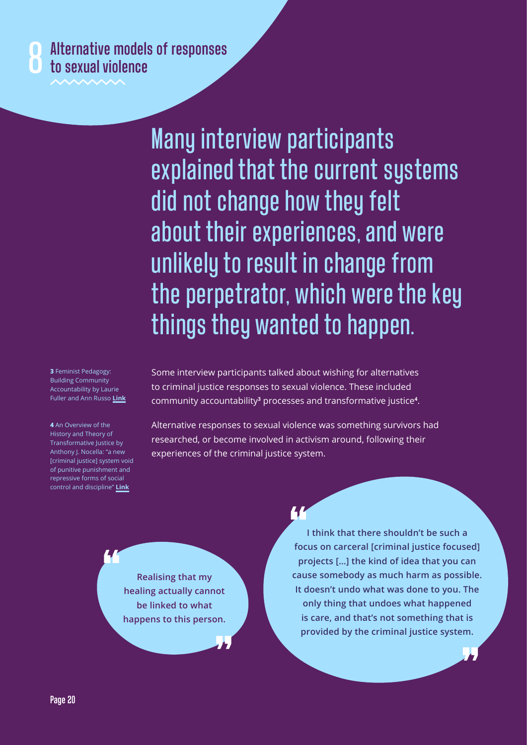# 8 Alternative models of responses to sexual violence

## Many interview participants explained that the current systems did not change how they felt about their experiences, and were unlikely to result in change from the perpetrator, which were the key things they wanted to happen.

Some interview participants talked about wishing for alternatives to criminal justice responses to sexual violence. These included community accountability[3] processes and transformative justice[4].

Alternative responses to sexual violence was something survivors had researched, or become involved in activism around, following their experiences of the criminal justice system.

> **"Realising that my healing actually cannot be linked to what happens to this person."**

> **"I think that there shouldn't be such a focus on carceral [criminal justice focused] projects [...] the kind of idea that you can cause somebody as much harm as possible. It doesn't undo what was done to you. The only thing that undoes what happened is care, and that's not something that is provided by the criminal justice system."**

**3** Feminist Pedagogy: Building Community Accountability by Laurie Fuller and Ann Russo **Link**

**4** An Overview of the History and Theory of Transformative Justice by Anthony J. Nocella: "a new [criminal justice] system void of punitive punishment and repressive forms of social control and discipline" **Link**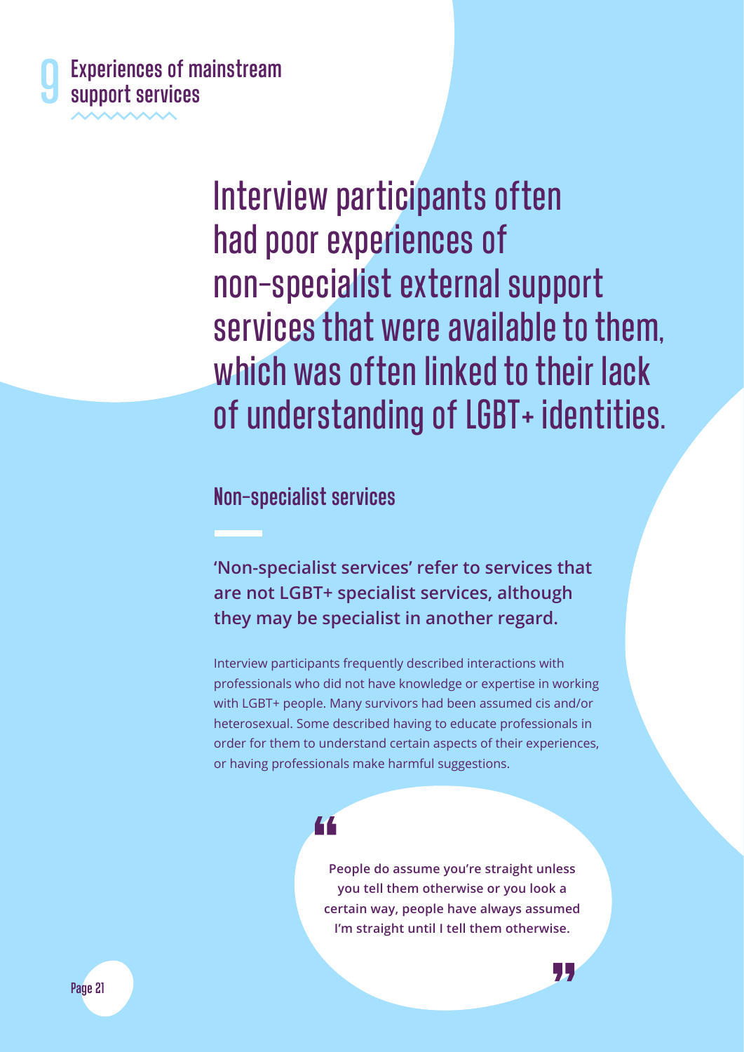# 9 Experiences of mainstream support services

## Interview participants often had poor experiences of non-specialist external support services that were available to them, which was often linked to their lack of understanding of LGBT+ identities.

### Non-specialist services

**'Non-specialist services' refer to services that are not LGBT+ specialist services, although they may be specialist in another regard.**

Interview participants frequently described interactions with professionals who did not have knowledge or expertise in working with LGBT+ people. Many survivors had been assumed cis and/or heterosexual. Some described having to educate professionals in order for them to understand certain aspects of their experiences, or having professionals make harmful suggestions.

> **"People do assume you're straight unless you tell them otherwise or you look a certain way, people have always assumed I'm straight until I tell them otherwise."**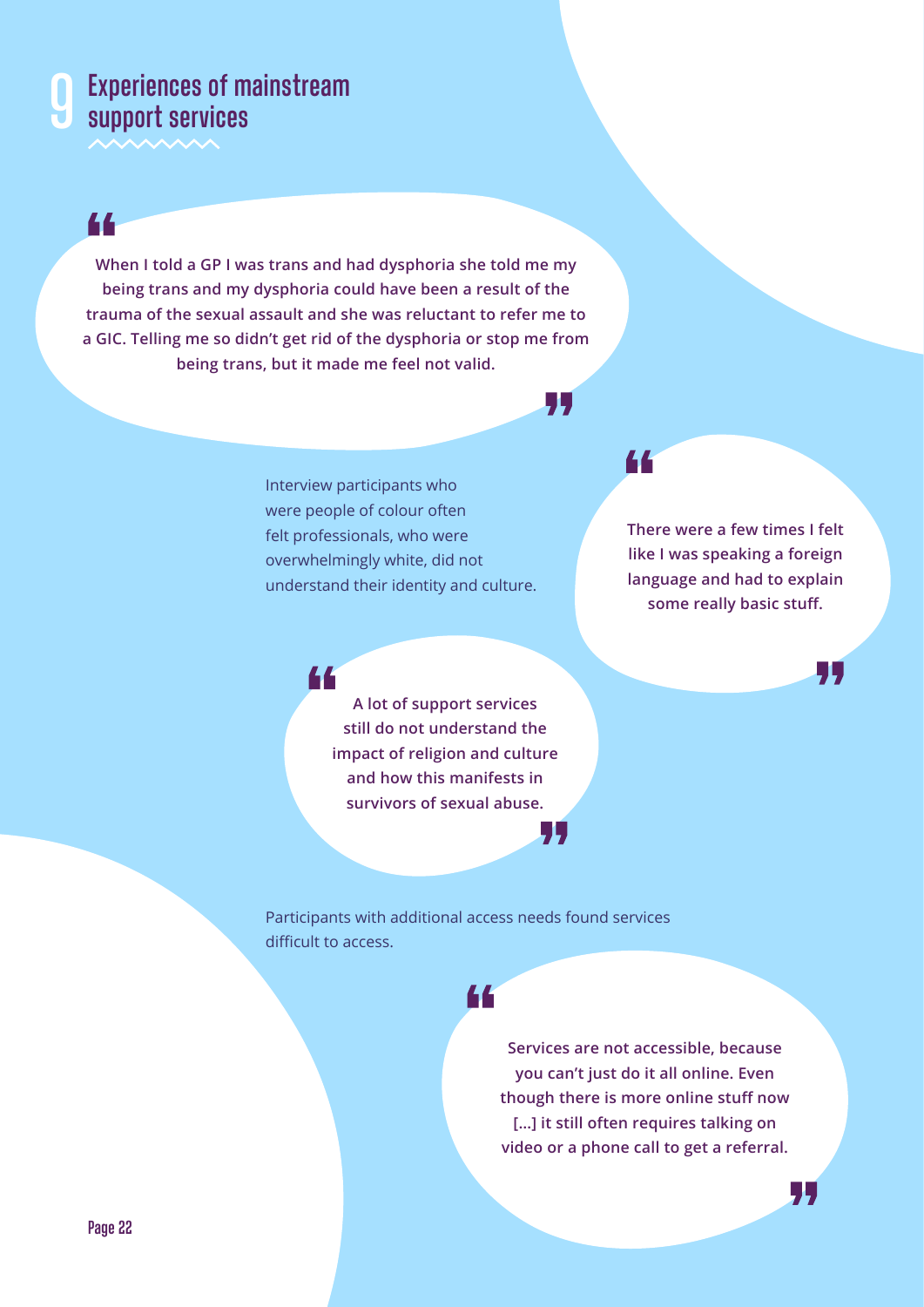# 9 Experiences of mainstream support services

> "When I told a GP I was trans and had dysphoria she told me my being trans and my dysphoria could have been a result of the trauma of the sexual assault and she was reluctant to refer me to a GIC. Telling me so didn't get rid of the dysphoria or stop me from being trans, but it made me feel not valid."

Interview participants who were people of colour often felt professionals, who were overwhelmingly white, did not understand their identity and culture.

> "There were a few times I felt like I was speaking a foreign language and had to explain some really basic stuff."

> "A lot of support services still do not understand the impact of religion and culture and how this manifests in survivors of sexual abuse."

Participants with additional access needs found services difficult to access.

> "Services are not accessible, because you can't just do it all online. Even though there is more online stuff now [...] it still often requires talking on video or a phone call to get a referral."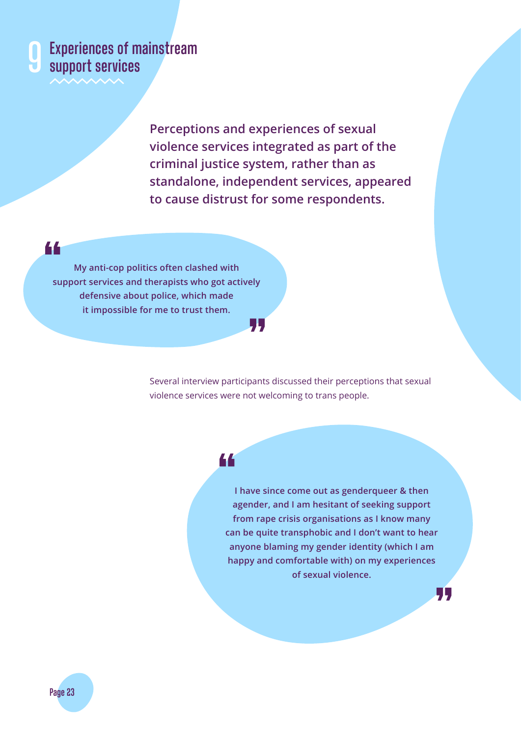# 9 Experiences of mainstream support services

**Perceptions and experiences of sexual violence services integrated as part of the criminal justice system, rather than as standalone, independent services, appeared to cause distrust for some respondents.**

> **"My anti-cop politics often clashed with support services and therapists who got actively defensive about police, which made it impossible for me to trust them."**

Several interview participants discussed their perceptions that sexual violence services were not welcoming to trans people.

> **"I have since come out as genderqueer & then agender, and I am hesitant of seeking support from rape crisis organisations as I know many can be quite transphobic and I don't want to hear anyone blaming my gender identity (which I am happy and comfortable with) on my experiences of sexual violence."**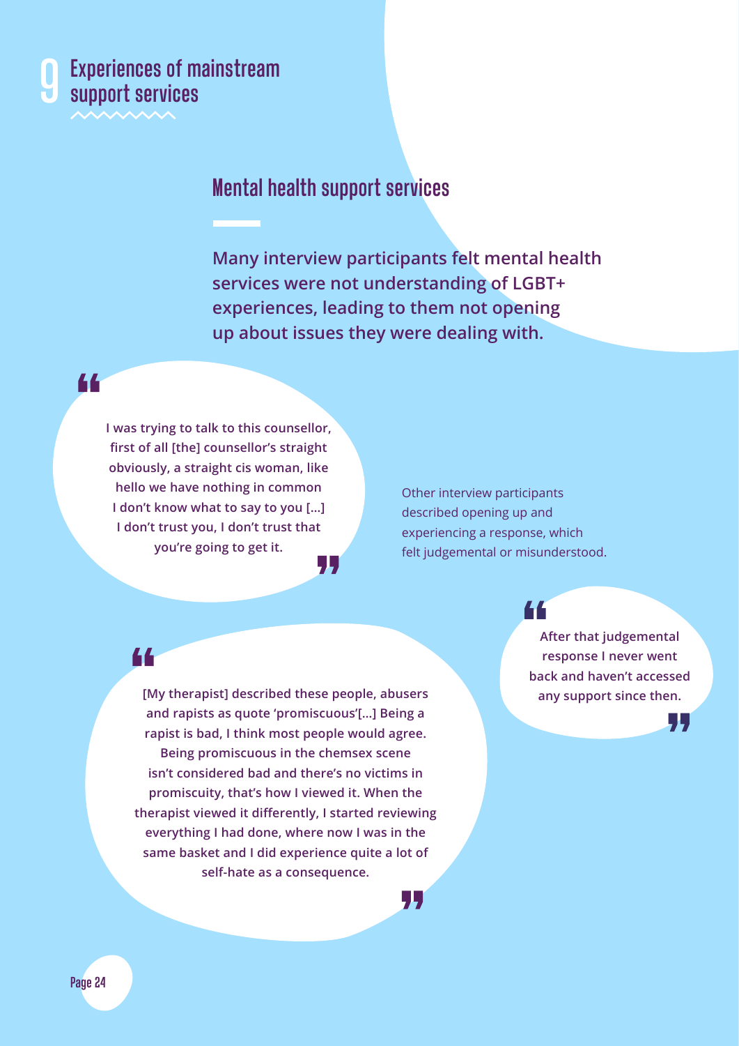# 9 Experiences of mainstream support services

## Mental health support services

**Many interview participants felt mental health services were not understanding of LGBT+ experiences, leading to them not opening up about issues they were dealing with.**

> **"I was trying to talk to this counsellor, first of all [the] counsellor's straight obviously, a straight cis woman, like hello we have nothing in common I don't know what to say to you [...] I don't trust you, I don't trust that you're going to get it."**

Other interview participants described opening up and experiencing a response, which felt judgemental or misunderstood.

> **"After that judgemental response I never went back and haven't accessed any support since then."**

> **"[My therapist] described these people, abusers and rapists as quote 'promiscuous'[...] Being a rapist is bad, I think most people would agree. Being promiscuous in the chemsex scene isn't considered bad and there's no victims in promiscuity, that's how I viewed it. When the therapist viewed it differently, I started reviewing everything I had done, where now I was in the same basket and I did experience quite a lot of self-hate as a consequence."**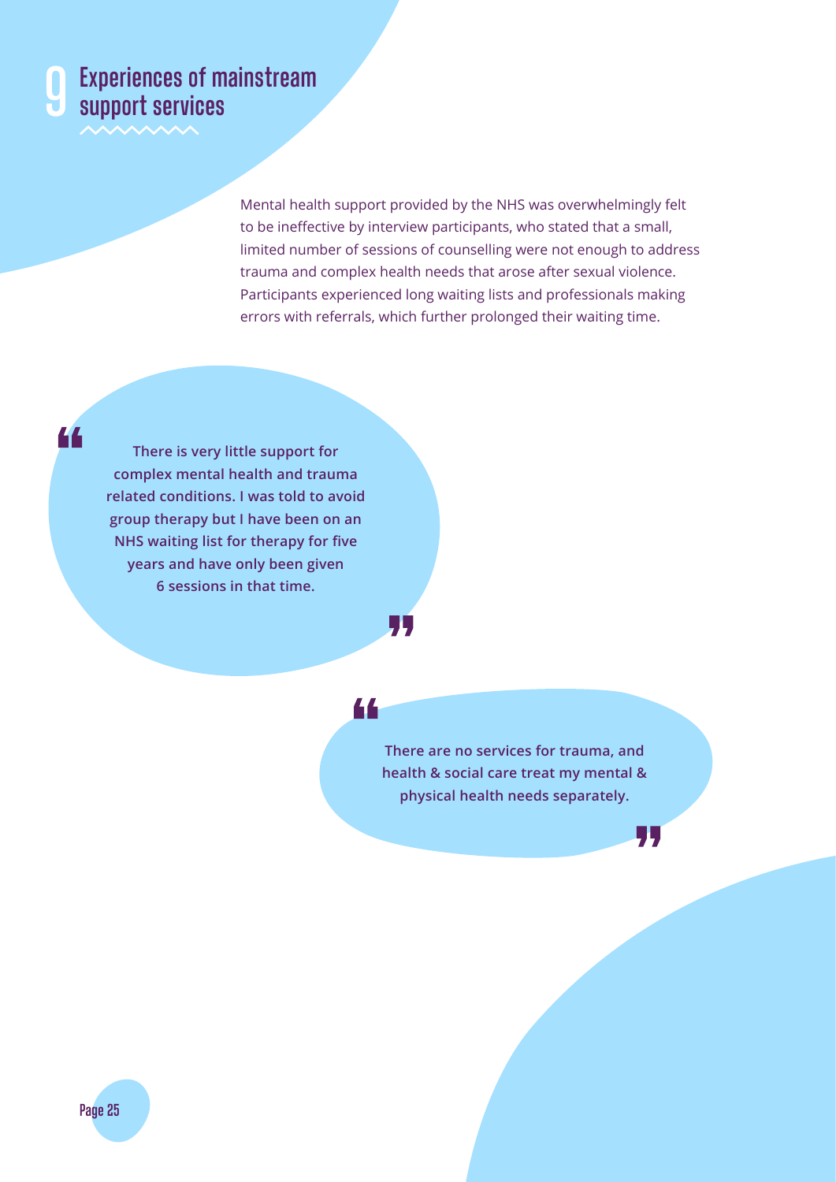# 9 Experiences of mainstream support services

Mental health support provided by the NHS was overwhelmingly felt to be ineffective by interview participants, who stated that a small, limited number of sessions of counselling were not enough to address trauma and complex health needs that arose after sexual violence. Participants experienced long waiting lists and professionals making errors with referrals, which further prolonged their waiting time.

> **"There is very little support for complex mental health and trauma related conditions. I was told to avoid group therapy but I have been on an NHS waiting list for therapy for five years and have only been given 6 sessions in that time."**

> **"There are no services for trauma, and health & social care treat my mental & physical health needs separately."**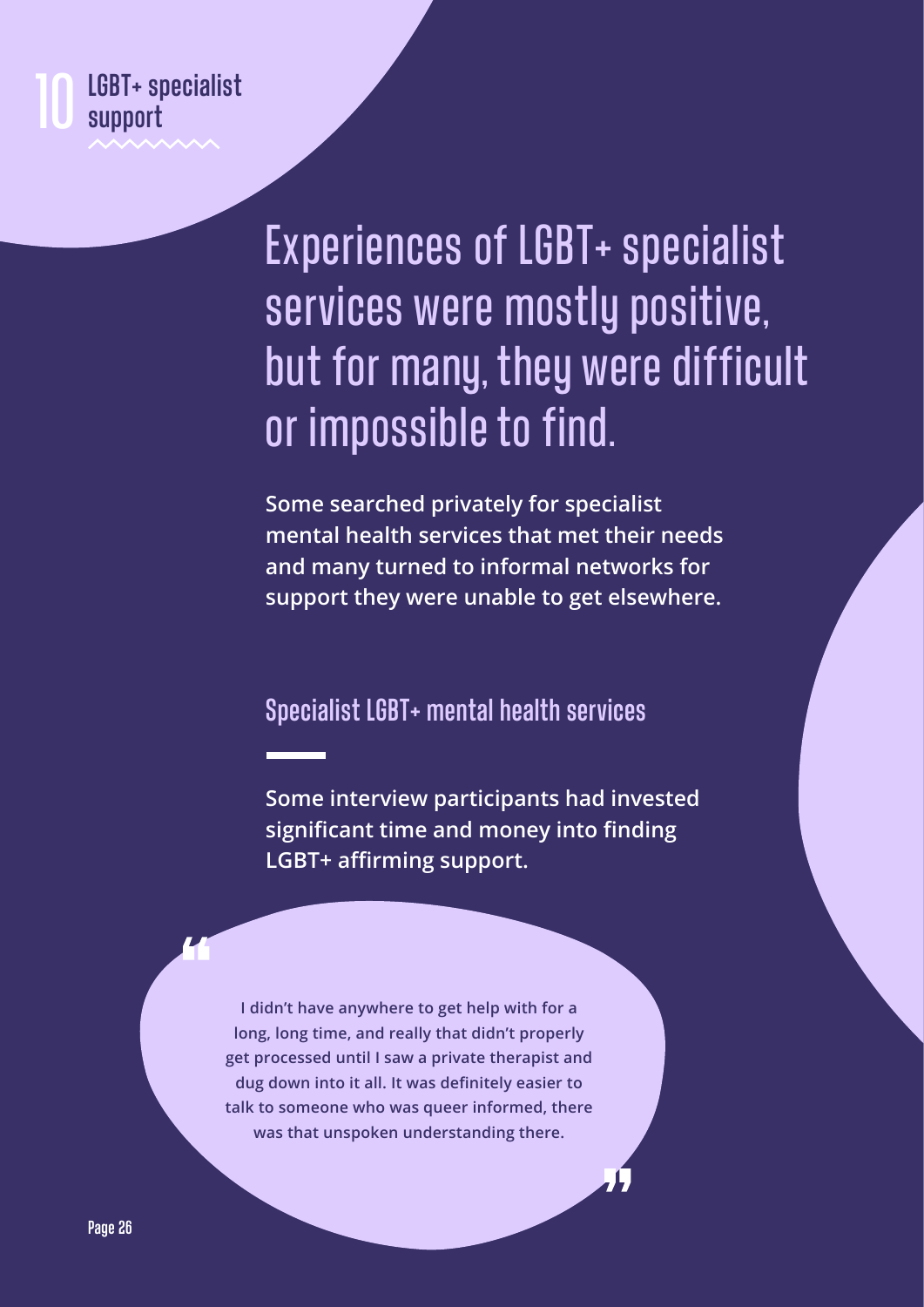# 10 LGBT+ specialist support

## Experiences of LGBT+ specialist services were mostly positive, but for many, they were difficult or impossible to find.

**Some searched privately for specialist mental health services that met their needs and many turned to informal networks for support they were unable to get elsewhere.**

### Specialist LGBT+ mental health services

**Some interview participants had invested significant time and money into finding LGBT+ affirming support.**

> **"I didn't have anywhere to get help with for a long, long time, and really that didn't properly get processed until I saw a private therapist and dug down into it all. It was definitely easier to talk to someone who was queer informed, there was that unspoken understanding there."**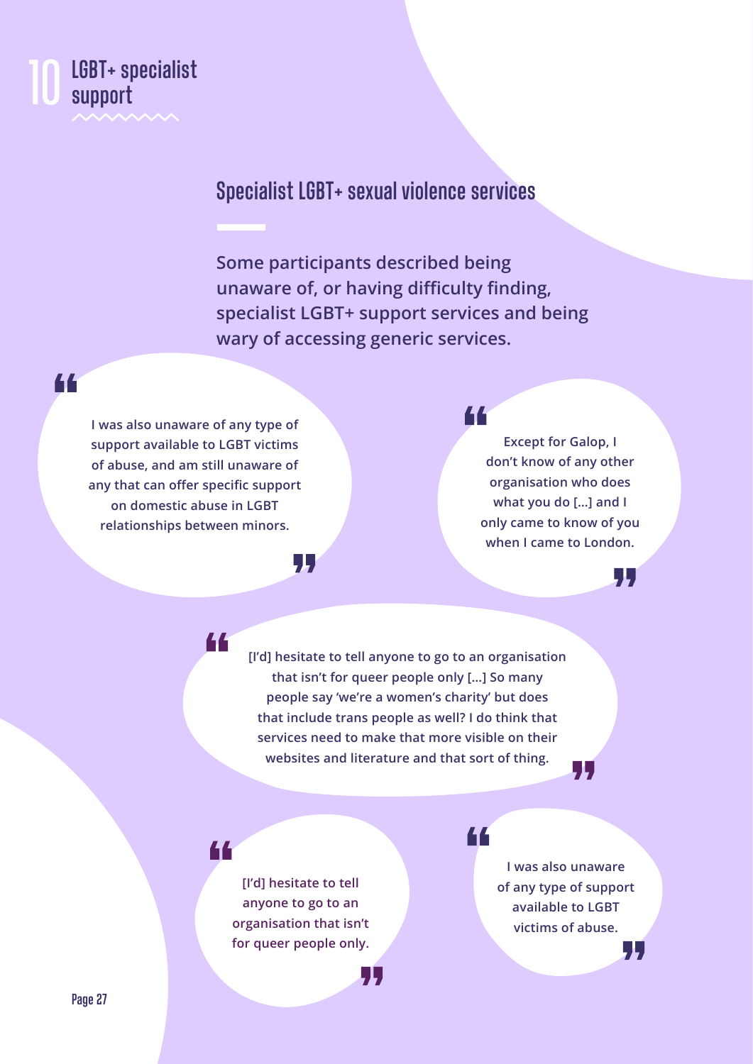# 10 LGBT+ specialist support

## Specialist LGBT+ sexual violence services

**Some participants described being unaware of, or having difficulty finding, specialist LGBT+ support services and being wary of accessing generic services.**

> **I was also unaware of any type of support available to LGBT victims of abuse, and am still unaware of any that can offer specific support on domestic abuse in LGBT relationships between minors.**

> **Except for Galop, I don't know of any other organisation who does what you do [...] and I only came to know of you when I came to London.**

> **[I'd] hesitate to tell anyone to go to an organisation that isn't for queer people only [...] So many people say 'we're a women's charity' but does that include trans people as well? I do think that services need to make that more visible on their websites and literature and that sort of thing.**

> **[I'd] hesitate to tell anyone to go to an organisation that isn't for queer people only.**

> **I was also unaware of any type of support available to LGBT victims of abuse.**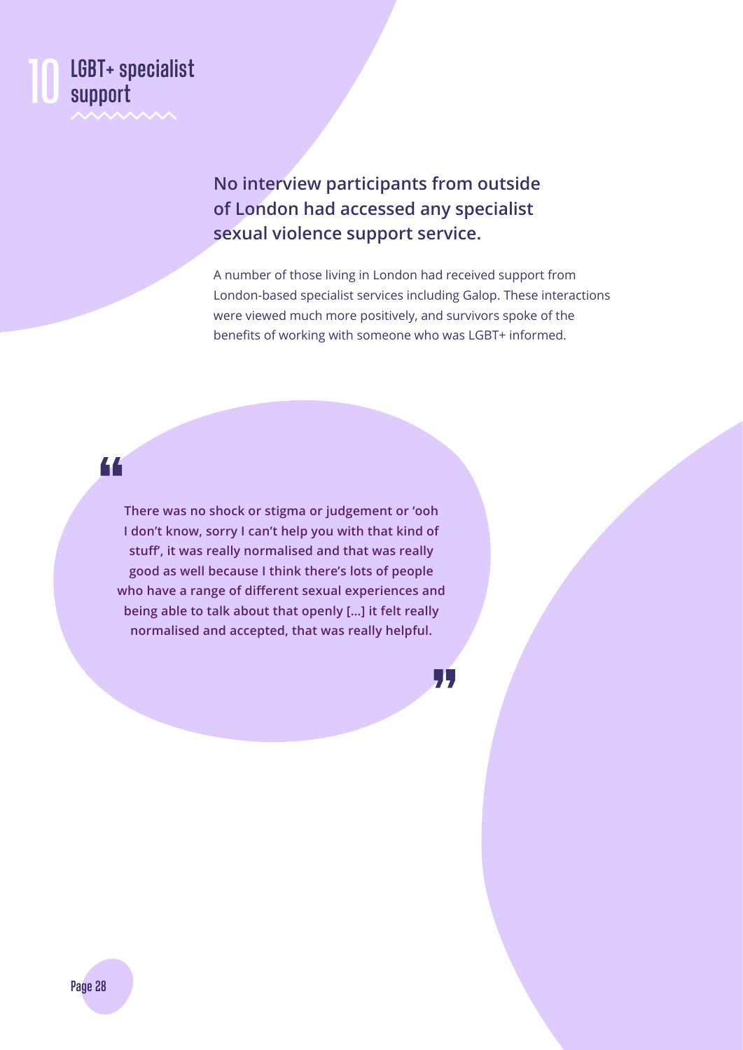# 10 LGBT+ specialist support

**No interview participants from outside of London had accessed any specialist sexual violence support service.**

A number of those living in London had received support from London-based specialist services including Galop. These interactions were viewed much more positively, and survivors spoke of the benefits of working with someone who was LGBT+ informed.

> **"There was no shock or stigma or judgement or 'ooh I don't know, sorry I can't help you with that kind of stuff', it was really normalised and that was really good as well because I think there's lots of people who have a range of different sexual experiences and being able to talk about that openly [...] it felt really normalised and accepted, that was really helpful."**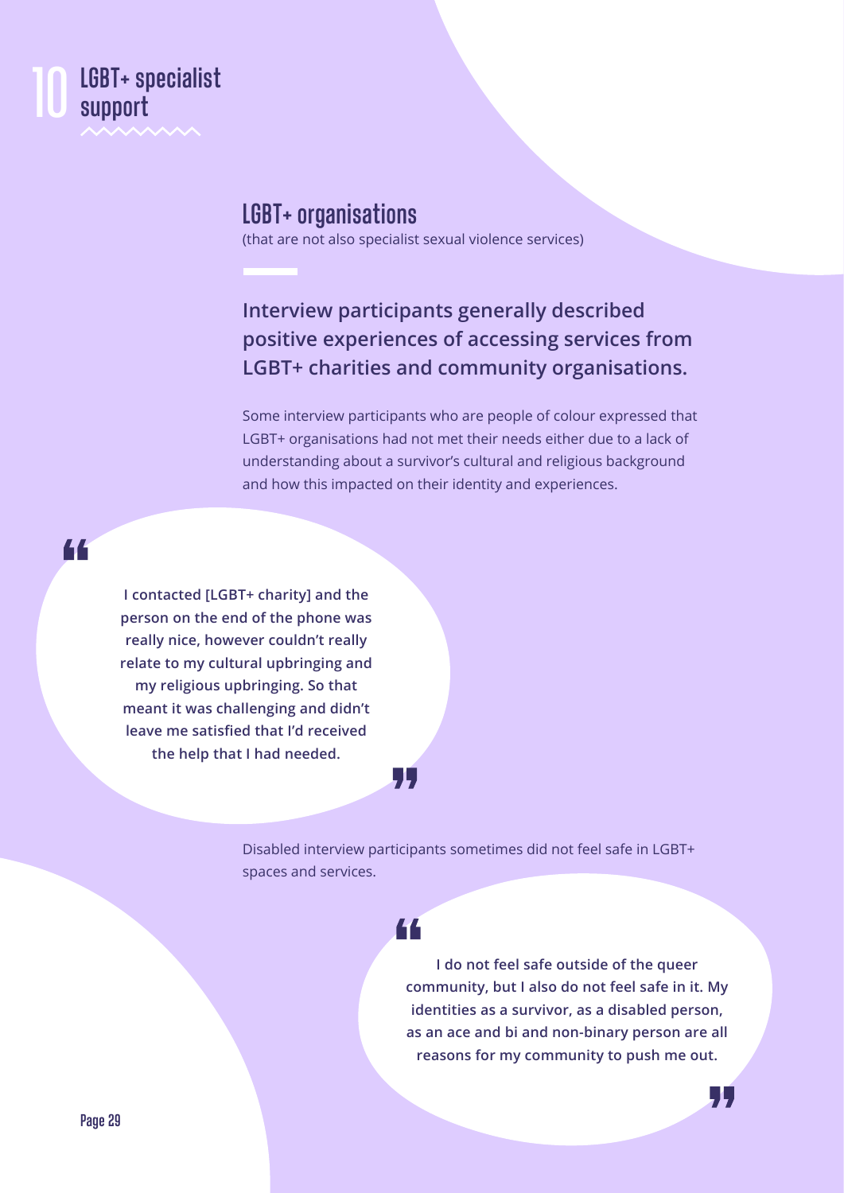# 10 LGBT+ specialist support

## LGBT+ organisations

(that are not also specialist sexual violence services)

**Interview participants generally described positive experiences of accessing services from LGBT+ charities and community organisations.**

Some interview participants who are people of colour expressed that LGBT+ organisations had not met their needs either due to a lack of understanding about a survivor's cultural and religious background and how this impacted on their identity and experiences.

> **I contacted [LGBT+ charity] and the person on the end of the phone was really nice, however couldn't really relate to my cultural upbringing and my religious upbringing. So that meant it was challenging and didn't leave me satisfied that I'd received the help that I had needed.**

Disabled interview participants sometimes did not feel safe in LGBT+ spaces and services.

> **I do not feel safe outside of the queer community, but I also do not feel safe in it. My identities as a survivor, as a disabled person, as an ace and bi and non-binary person are all reasons for my community to push me out.**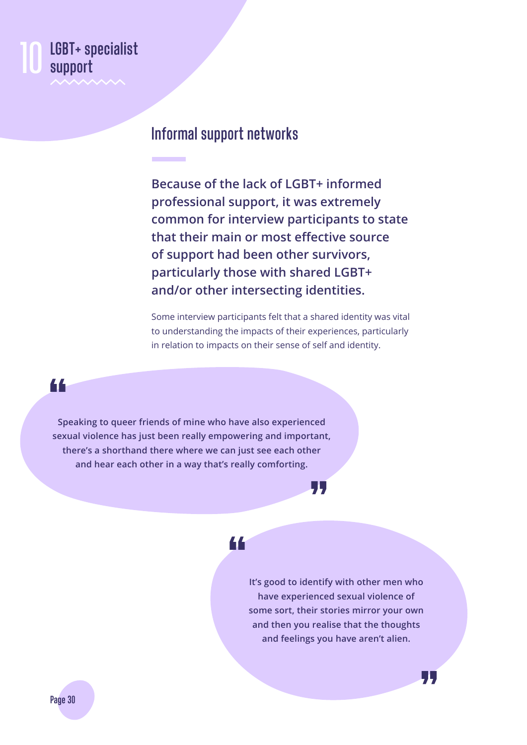# 10 LGBT+ specialist support

## Informal support networks

**Because of the lack of LGBT+ informed professional support, it was extremely common for interview participants to state that their main or most effective source of support had been other survivors, particularly those with shared LGBT+ and/or other intersecting identities.**

Some interview participants felt that a shared identity was vital to understanding the impacts of their experiences, particularly in relation to impacts on their sense of self and identity.

> **"Speaking to queer friends of mine who have also experienced sexual violence has just been really empowering and important, there's a shorthand there where we can just see each other and hear each other in a way that's really comforting."**

> **"It's good to identify with other men who have experienced sexual violence of some sort, their stories mirror your own and then you realise that the thoughts and feelings you have aren't alien."**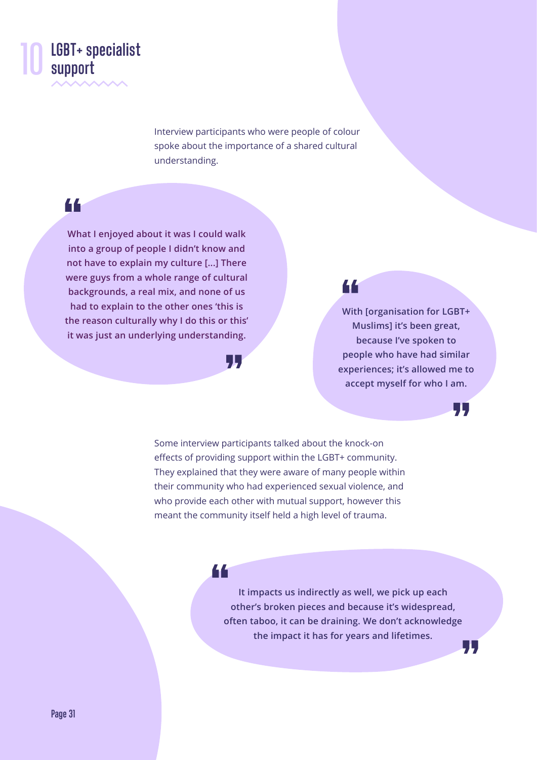# 10 LGBT+ specialist support

Interview participants who were people of colour spoke about the importance of a shared cultural understanding.

> **What I enjoyed about it was I could walk into a group of people I didn't know and not have to explain my culture [...] There were guys from a whole range of cultural backgrounds, a real mix, and none of us had to explain to the other ones 'this is the reason culturally why I do this or this' it was just an underlying understanding.**

> **With [organisation for LGBT+ Muslims] it's been great, because I've spoken to people who have had similar experiences; it's allowed me to accept myself for who I am.**

Some interview participants talked about the knock-on effects of providing support within the LGBT+ community. They explained that they were aware of many people within their community who had experienced sexual violence, and who provide each other with mutual support, however this meant the community itself held a high level of trauma.

> **It impacts us indirectly as well, we pick up each other's broken pieces and because it's widespread, often taboo, it can be draining. We don't acknowledge the impact it has for years and lifetimes.**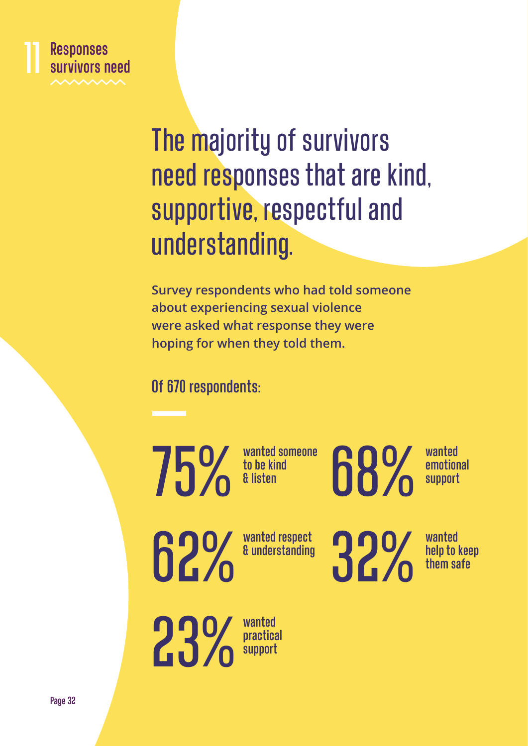11 Responses survivors need

# The majority of survivors need responses that are kind, supportive, respectful and understanding.

**Survey respondents who had told someone about experiencing sexual violence were asked what response they were hoping for when they told them.**

**Of 670 respondents:**

- **75%** wanted someone to be kind & listen
- **68%** wanted emotional support
- **62%** wanted respect & understanding
- **32%** wanted help to keep them safe
- **23%** wanted practical support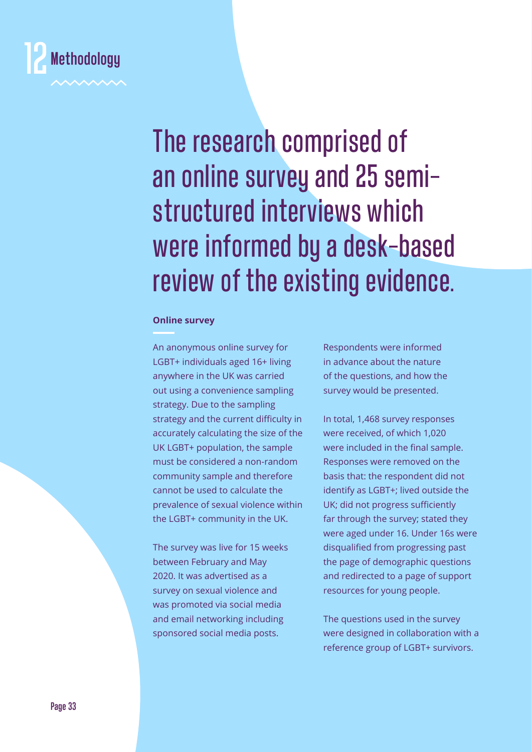# 12 Methodology

## The research comprised of an online survey and 25 semi-structured interviews which were informed by a desk-based review of the existing evidence.

**Online survey**

An anonymous online survey for LGBT+ individuals aged 16+ living anywhere in the UK was carried out using a convenience sampling strategy. Due to the sampling strategy and the current difficulty in accurately calculating the size of the UK LGBT+ population, the sample must be considered a non-random community sample and therefore cannot be used to calculate the prevalence of sexual violence within the LGBT+ community in the UK.

The survey was live for 15 weeks between February and May 2020. It was advertised as a survey on sexual violence and was promoted via social media and email networking including sponsored social media posts.

Respondents were informed in advance about the nature of the questions, and how the survey would be presented.

In total, 1,468 survey responses were received, of which 1,020 were included in the final sample. Responses were removed on the basis that: the respondent did not identify as LGBT+; lived outside the UK; did not progress sufficiently far through the survey; stated they were aged under 16. Under 16s were disqualified from progressing past the page of demographic questions and redirected to a page of support resources for young people.

The questions used in the survey were designed in collaboration with a reference group of LGBT+ survivors.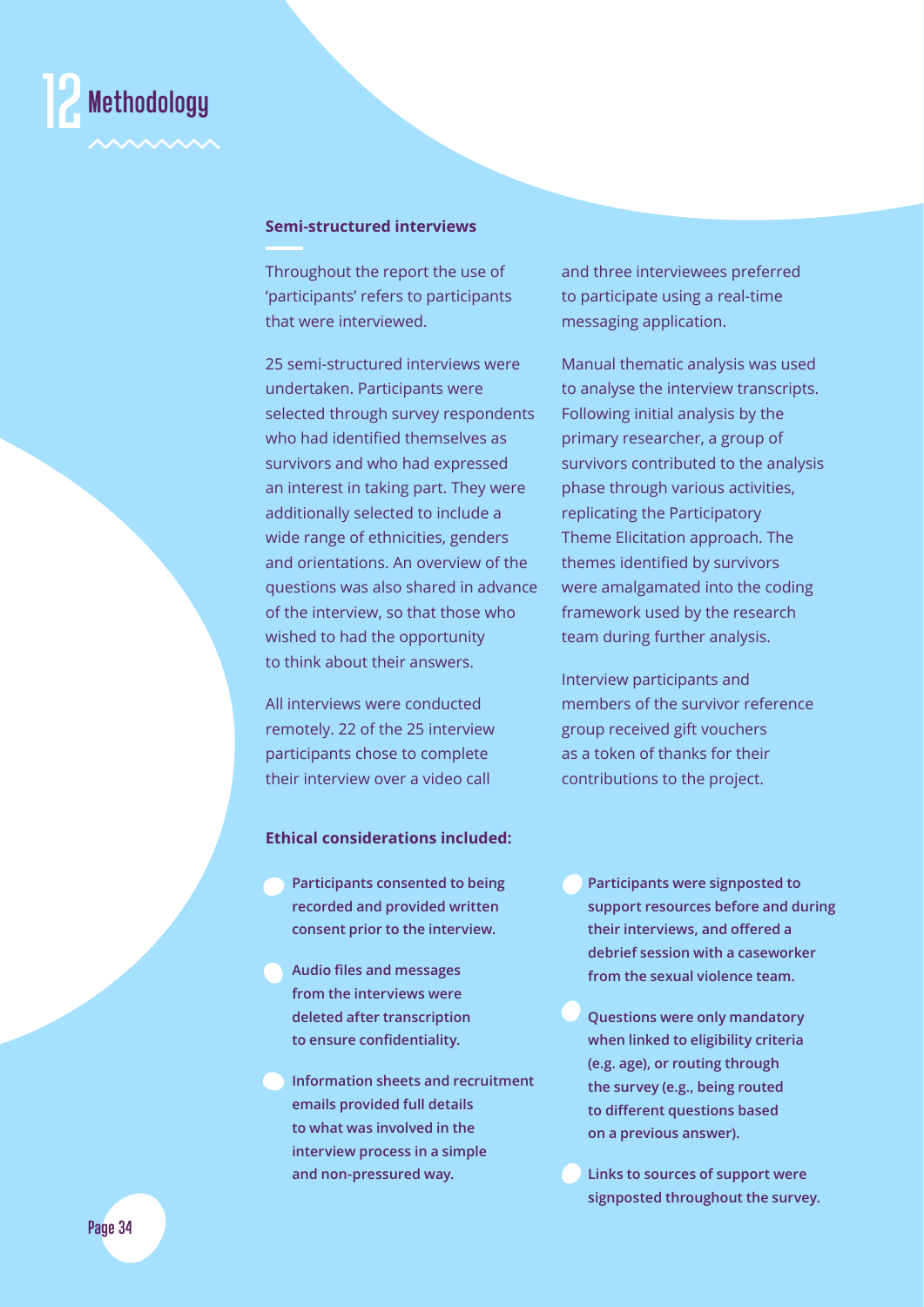# 12 Methodology

### Semi-structured interviews

Throughout the report the use of 'participants' refers to participants that were interviewed.

25 semi-structured interviews were undertaken. Participants were selected through survey respondents who had identified themselves as survivors and who had expressed an interest in taking part. They were additionally selected to include a wide range of ethnicities, genders and orientations. An overview of the questions was also shared in advance of the interview, so that those who wished to had the opportunity to think about their answers.

All interviews were conducted remotely. 22 of the 25 interview participants chose to complete their interview over a video call and three interviewees preferred to participate using a real-time messaging application.

Manual thematic analysis was used to analyse the interview transcripts. Following initial analysis by the primary researcher, a group of survivors contributed to the analysis phase through various activities, replicating the Participatory Theme Elicitation approach. The themes identified by survivors were amalgamated into the coding framework used by the research team during further analysis.

Interview participants and members of the survivor reference group received gift vouchers as a token of thanks for their contributions to the project.

### Ethical considerations included:

- **Participants consented to being recorded and provided written consent prior to the interview.**
- **Audio files and messages from the interviews were deleted after transcription to ensure confidentiality.**
- **Information sheets and recruitment emails provided full details to what was involved in the interview process in a simple and non-pressured way.**
- **Participants were signposted to support resources before and during their interviews, and offered a debrief session with a caseworker from the sexual violence team.**
- **Questions were only mandatory when linked to eligibility criteria (e.g. age), or routing through the survey (e.g., being routed to different questions based on a previous answer).**
- **Links to sources of support were signposted throughout the survey.**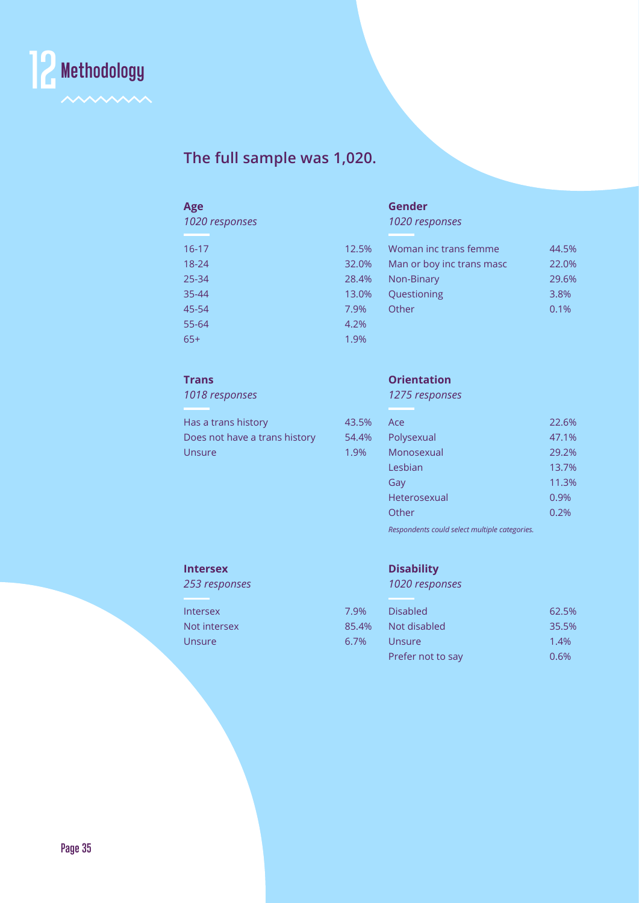# 12 Methodology

## The full sample was 1,020.

### Age

*1020 responses*

| | |
|---|---|
| 16-17 | 12.5% |
| 18-24 | 32.0% |
| 25-34 | 28.4% |
| 35-44 | 13.0% |
| 45-54 | 7.9% |
| 55-64 | 4.2% |
| 65+ | 1.9% |

### Gender

*1020 responses*

| | |
|---|---|
| Woman inc trans femme | 44.5% |
| Man or boy inc trans masc | 22.0% |
| Non-Binary | 29.6% |
| Questioning | 3.8% |
| Other | 0.1% |

### Trans

*1018 responses*

| | |
|---|---|
| Has a trans history | 43.5% |
| Does not have a trans history | 54.4% |
| Unsure | 1.9% |

### Orientation

*1275 responses*

| | |
|---|---|
| Ace | 22.6% |
| Polysexual | 47.1% |
| Monosexual | 29.2% |
| Lesbian | 13.7% |
| Gay | 11.3% |
| Heterosexual | 0.9% |
| Other | 0.2% |

*Respondents could select multiple categories.*

### Intersex

*253 responses*

| | |
|---|---|
| Intersex | 7.9% |
| Not intersex | 85.4% |
| Unsure | 6.7% |

### Disability

*1020 responses*

| | |
|---|---|
| Disabled | 62.5% |
| Not disabled | 35.5% |
| Unsure | 1.4% |
| Prefer not to say | 0.6% |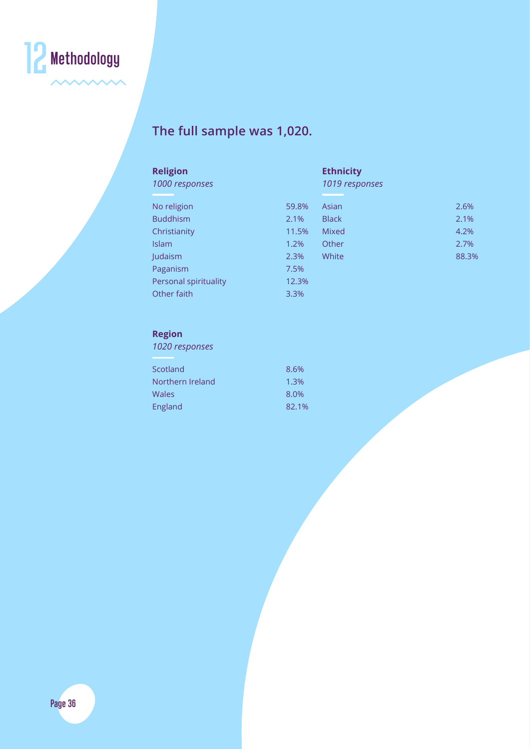# 12 Methodology

## The full sample was 1,020.

### Religion

*1000 responses*

| | |
|---|---|
| No religion | 59.8% |
| Buddhism | 2.1% |
| Christianity | 11.5% |
| Islam | 1.2% |
| Judaism | 2.3% |
| Paganism | 7.5% |
| Personal spirituality | 12.3% |
| Other faith | 3.3% |

### Ethnicity

*1019 responses*

| | |
|---|---|
| Asian | 2.6% |
| Black | 2.1% |
| Mixed | 4.2% |
| Other | 2.7% |
| White | 88.3% |

### Region

*1020 responses*

| | |
|---|---|
| Scotland | 8.6% |
| Northern Ireland | 1.3% |
| Wales | 8.0% |
| England | 82.1% |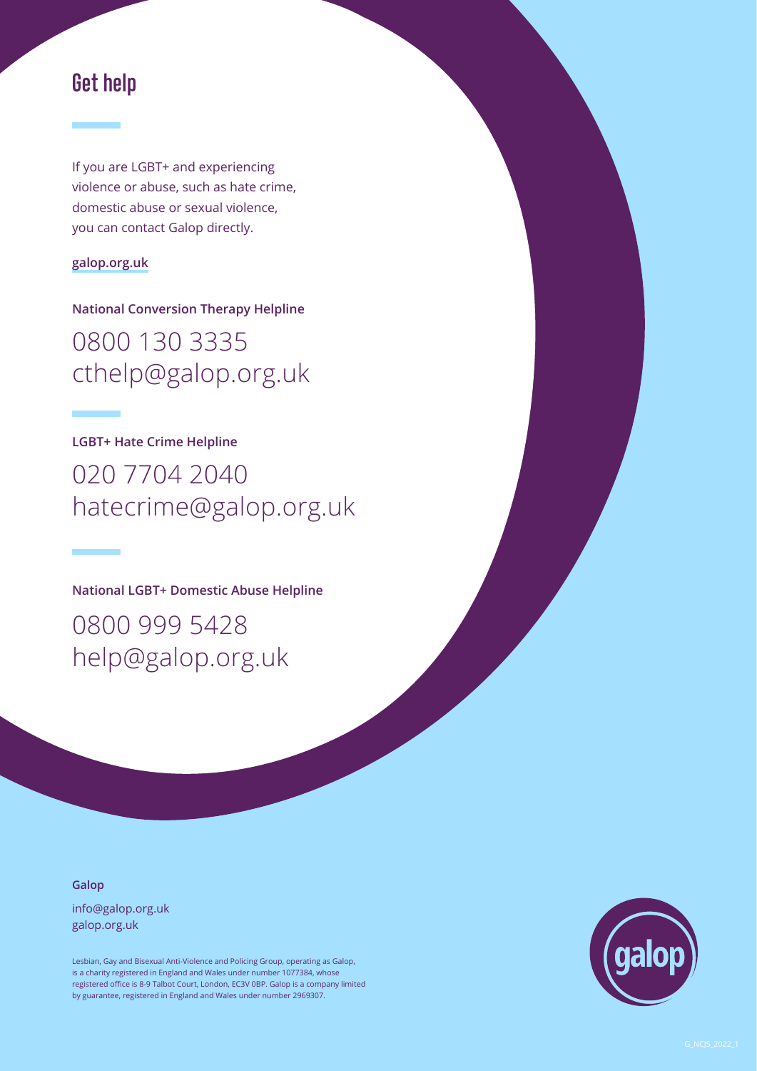# Get help

If you are LGBT+ and experiencing violence or abuse, such as hate crime, domestic abuse or sexual violence, you can contact Galop directly.

**galop.org.uk**

**National Conversion Therapy Helpline**

0800 130 3335
cthelp@galop.org.uk

**LGBT+ Hate Crime Helpline**

020 7704 2040
hatecrime@galop.org.uk

**National LGBT+ Domestic Abuse Helpline**

0800 999 5428
help@galop.org.uk

**Galop**

info@galop.org.uk
galop.org.uk

Lesbian, Gay and Bisexual Anti-Violence and Policing Group, operating as Galop, is a charity registered in England and Wales under number 1077384, whose registered office is 8-9 Talbot Court, London, EC3V 0BP. Galop is a company limited by guarantee, registered in England and Wales under number 2969307.

galop

G_NCJS_2022_1